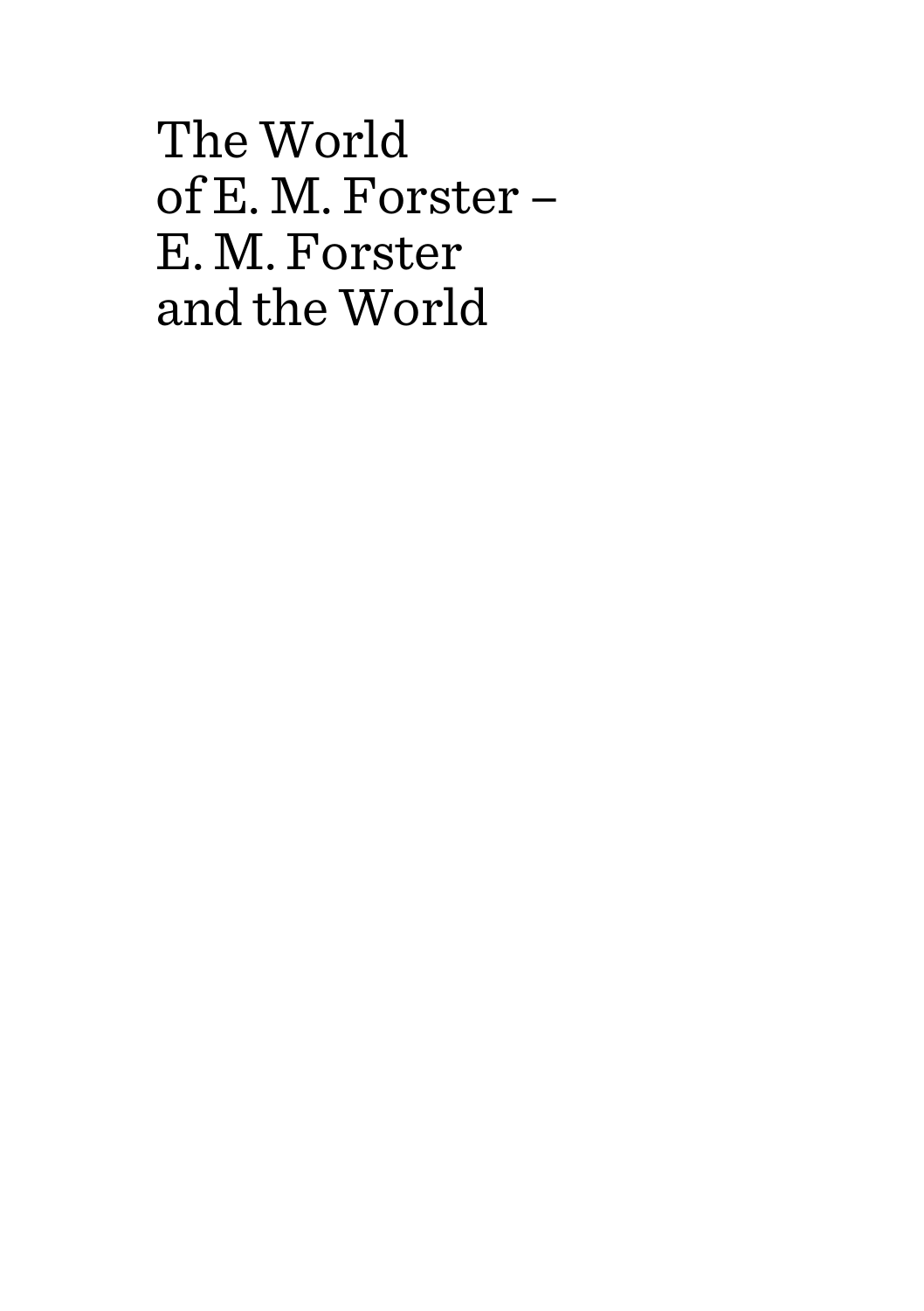# The World of E. M. Forster – E. M. Forster and the World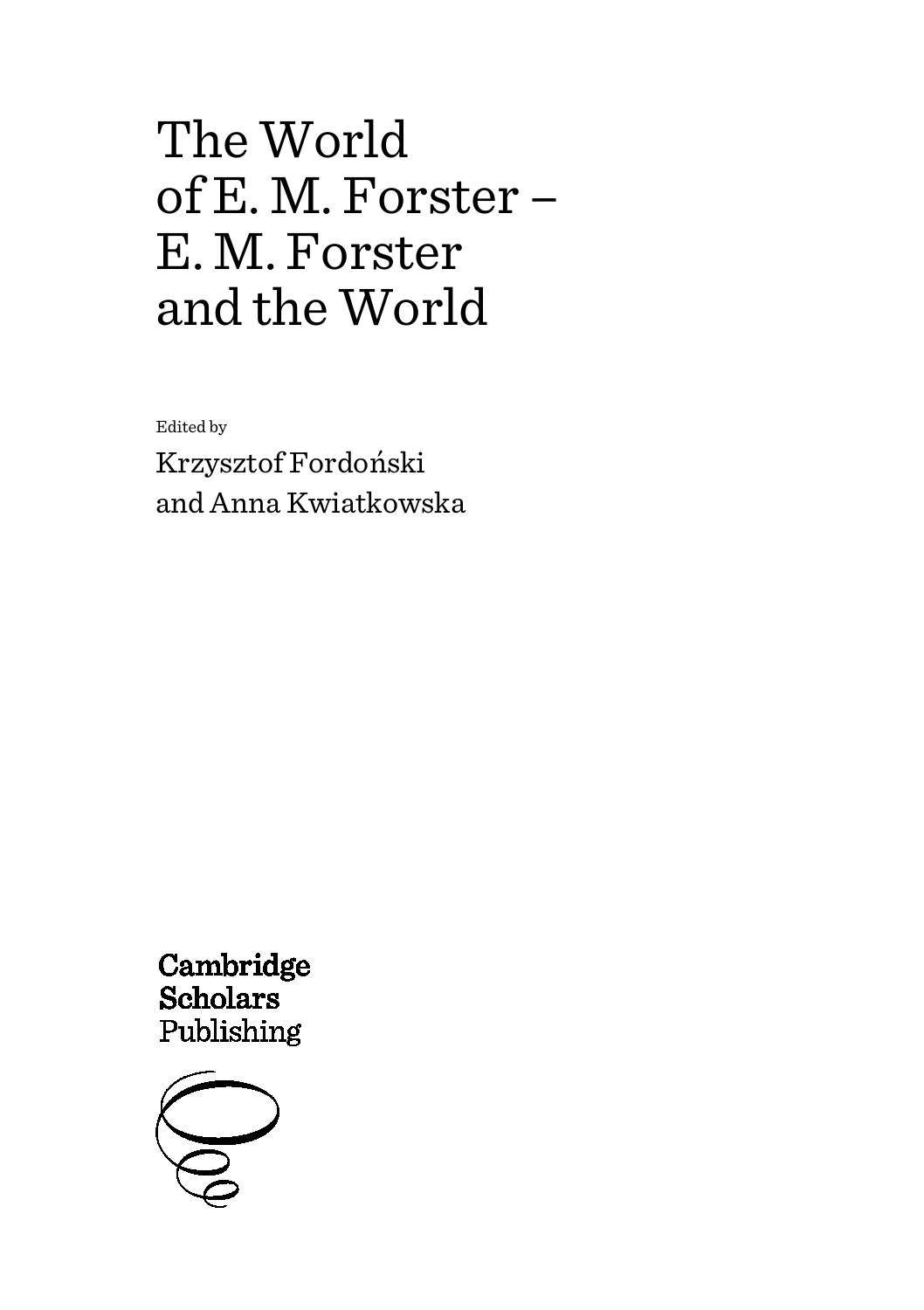# The World of E. M. Forster – E. M. Forster and the World

Edited by

Krzysztof Fordoński and Anna Kwiatkowska

Cambridge Scholars Publishing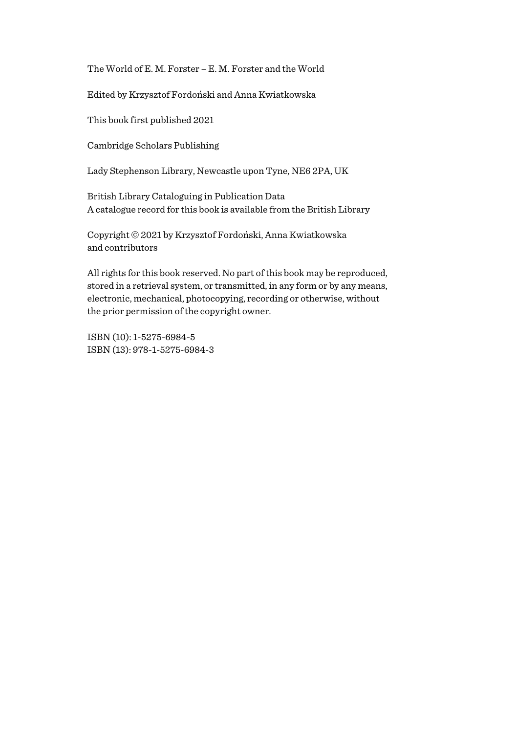The World of E. M. Forster – E. M. Forster and the World

Edited by Krzysztof Fordoński and Anna Kwiatkowska

This book first published 2021

Cambridge Scholars Publishing

Lady Stephenson Library, Newcastle upon Tyne, NE6 2PA, UK

British Library Cataloguing in Publication Data
A catalogue record for this book is available from the British Library

Copyright © 2021 by Krzysztof Fordoński, Anna Kwiatkowska
and contributors

All rights for this book reserved. No part of this book may be reproduced, stored in a retrieval system, or transmitted, in any form or by any means, electronic, mechanical, photocopying, recording or otherwise, without the prior permission of the copyright owner.

ISBN (10): 1-5275-6984-5
ISBN (13): 978-1-5275-6984-3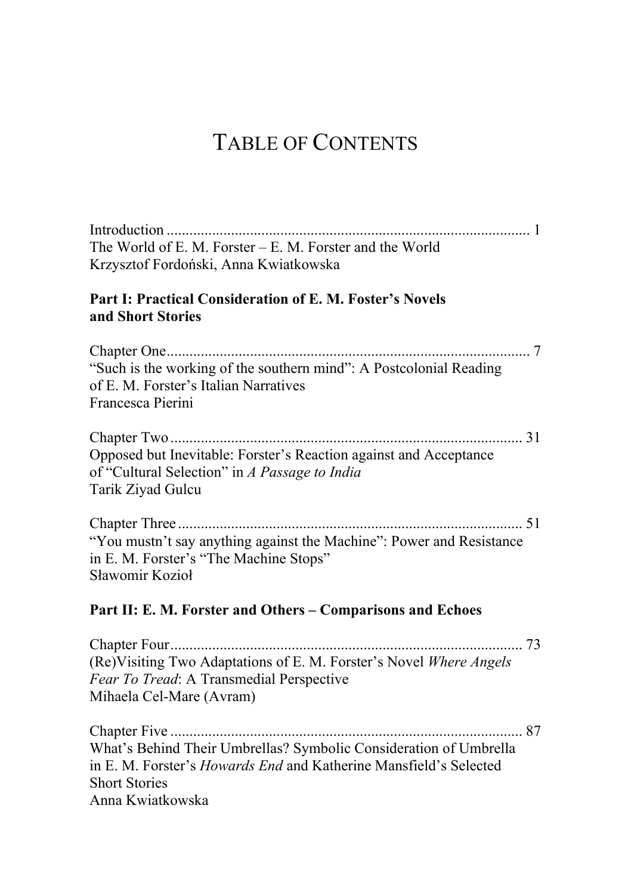# TABLE OF CONTENTS

Introduction ................................................................................................ 1
The World of E. M. Forster – E. M. Forster and the World
Krzysztof Fordoński, Anna Kwiatkowska

**Part I: Practical Consideration of E. M. Foster's Novels and Short Stories**

Chapter One................................................................................................ 7
"Such is the working of the southern mind": A Postcolonial Reading of E. M. Forster's Italian Narratives
Francesca Pierini

Chapter Two.............................................................................................. 31
Opposed but Inevitable: Forster's Reaction against and Acceptance of "Cultural Selection" in *A Passage to India*
Tarik Ziyad Gulcu

Chapter Three............................................................................................ 51
"You mustn't say anything against the Machine": Power and Resistance in E. M. Forster's "The Machine Stops"
Sławomir Kozioł

**Part II: E. M. Forster and Others – Comparisons and Echoes**

Chapter Four.............................................................................................. 73
(Re)Visiting Two Adaptations of E. M. Forster's Novel *Where Angels Fear To Tread*: A Transmedial Perspective
Mihaela Cel-Mare (Avram)

Chapter Five .............................................................................................. 87
What's Behind Their Umbrellas? Symbolic Consideration of Umbrella in E. M. Forster's *Howards End* and Katherine Mansfield's Selected Short Stories
Anna Kwiatkowska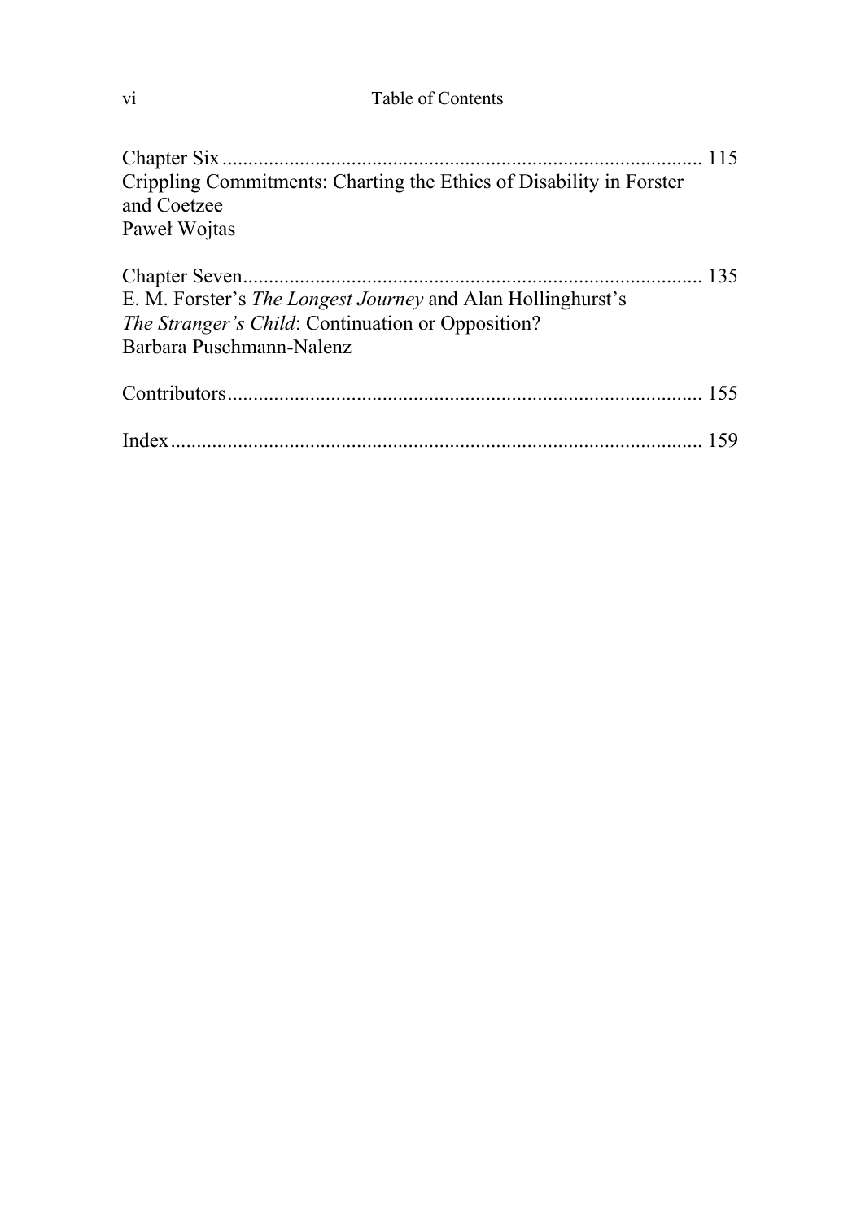Chapter Six ..... 115
Crippling Commitments: Charting the Ethics of Disability in Forster and Coetzee
Paweł Wojtas

Chapter Seven..... 135
E. M. Forster's *The Longest Journey* and Alan Hollinghurst's *The Stranger's Child*: Continuation or Opposition?
Barbara Puschmann-Nalenz

Contributors..... 155

Index..... 159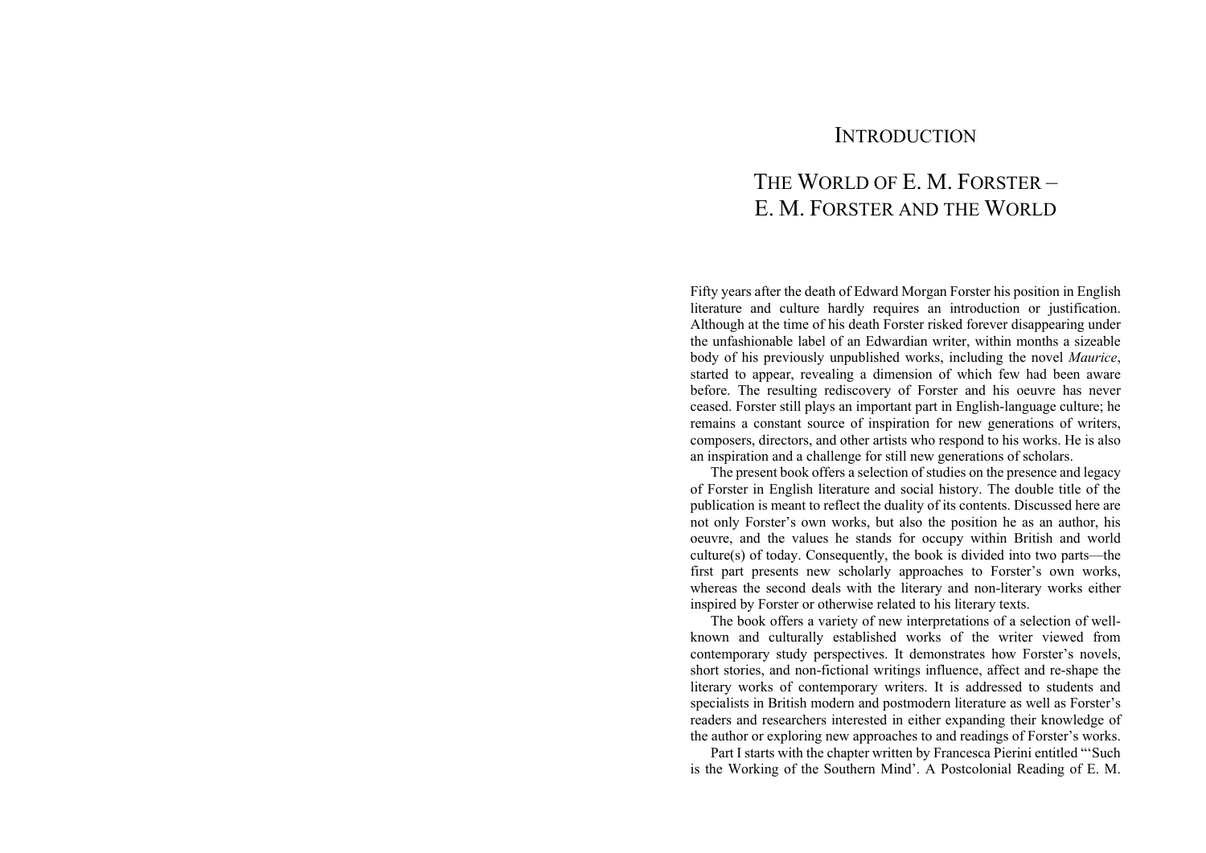# INTRODUCTION

## THE WORLD OF E. M. FORSTER – E. M. FORSTER AND THE WORLD

Fifty years after the death of Edward Morgan Forster his position in English literature and culture hardly requires an introduction or justification. Although at the time of his death Forster risked forever disappearing under the unfashionable label of an Edwardian writer, within months a sizeable body of his previously unpublished works, including the novel *Maurice*, started to appear, revealing a dimension of which few had been aware before. The resulting rediscovery of Forster and his oeuvre has never ceased. Forster still plays an important part in English-language culture; he remains a constant source of inspiration for new generations of writers, composers, directors, and other artists who respond to his works. He is also an inspiration and a challenge for still new generations of scholars.

The present book offers a selection of studies on the presence and legacy of Forster in English literature and social history. The double title of the publication is meant to reflect the duality of its contents. Discussed here are not only Forster's own works, but also the position he as an author, his oeuvre, and the values he stands for occupy within British and world culture(s) of today. Consequently, the book is divided into two parts—the first part presents new scholarly approaches to Forster's own works, whereas the second deals with the literary and non-literary works either inspired by Forster or otherwise related to his literary texts.

The book offers a variety of new interpretations of a selection of well-known and culturally established works of the writer viewed from contemporary study perspectives. It demonstrates how Forster's novels, short stories, and non-fictional writings influence, affect and re-shape the literary works of contemporary writers. It is addressed to students and specialists in British modern and postmodern literature as well as Forster's readers and researchers interested in either expanding their knowledge of the author or exploring new approaches to and readings of Forster's works.

Part I starts with the chapter written by Francesca Pierini entitled "'Such is the Working of the Southern Mind'. A Postcolonial Reading of E. M.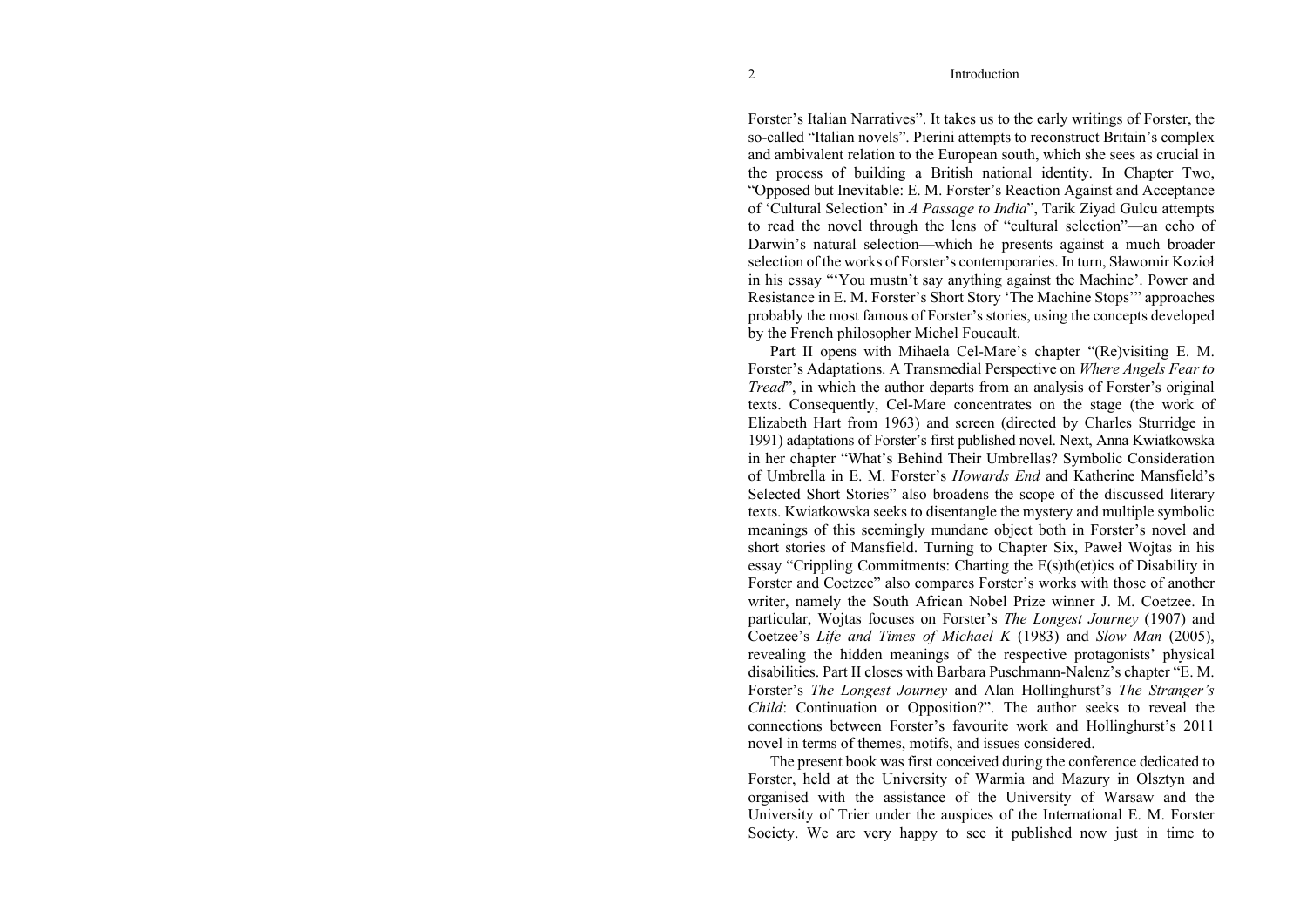Forster's Italian Narratives". It takes us to the early writings of Forster, the so-called "Italian novels". Pierini attempts to reconstruct Britain's complex and ambivalent relation to the European south, which she sees as crucial in the process of building a British national identity. In Chapter Two, "Opposed but Inevitable: E. M. Forster's Reaction Against and Acceptance of 'Cultural Selection' in *A Passage to India*", Tarik Ziyad Gulcu attempts to read the novel through the lens of "cultural selection"—an echo of Darwin's natural selection—which he presents against a much broader selection of the works of Forster's contemporaries. In turn, Sławomir Kozioł in his essay "'You mustn't say anything against the Machine'. Power and Resistance in E. M. Forster's Short Story 'The Machine Stops'" approaches probably the most famous of Forster's stories, using the concepts developed by the French philosopher Michel Foucault.

Part II opens with Mihaela Cel-Mare's chapter "(Re)visiting E. M. Forster's Adaptations. A Transmedial Perspective on *Where Angels Fear to Tread*", in which the author departs from an analysis of Forster's original texts. Consequently, Cel-Mare concentrates on the stage (the work of Elizabeth Hart from 1963) and screen (directed by Charles Sturridge in 1991) adaptations of Forster's first published novel. Next, Anna Kwiatkowska in her chapter "What's Behind Their Umbrellas? Symbolic Consideration of Umbrella in E. M. Forster's *Howards End* and Katherine Mansfield's Selected Short Stories" also broadens the scope of the discussed literary texts. Kwiatkowska seeks to disentangle the mystery and multiple symbolic meanings of this seemingly mundane object both in Forster's novel and short stories of Mansfield. Turning to Chapter Six, Paweł Wojtas in his essay "Crippling Commitments: Charting the E(s)th(et)ics of Disability in Forster and Coetzee" also compares Forster's works with those of another writer, namely the South African Nobel Prize winner J. M. Coetzee. In particular, Wojtas focuses on Forster's *The Longest Journey* (1907) and Coetzee's *Life and Times of Michael K* (1983) and *Slow Man* (2005), revealing the hidden meanings of the respective protagonists' physical disabilities. Part II closes with Barbara Puschmann-Nalenz's chapter "E. M. Forster's *The Longest Journey* and Alan Hollinghurst's *The Stranger's Child*: Continuation or Opposition?". The author seeks to reveal the connections between Forster's favourite work and Hollinghurst's 2011 novel in terms of themes, motifs, and issues considered.

The present book was first conceived during the conference dedicated to Forster, held at the University of Warmia and Mazury in Olsztyn and organised with the assistance of the University of Warsaw and the University of Trier under the auspices of the International E. M. Forster Society. We are very happy to see it published now just in time to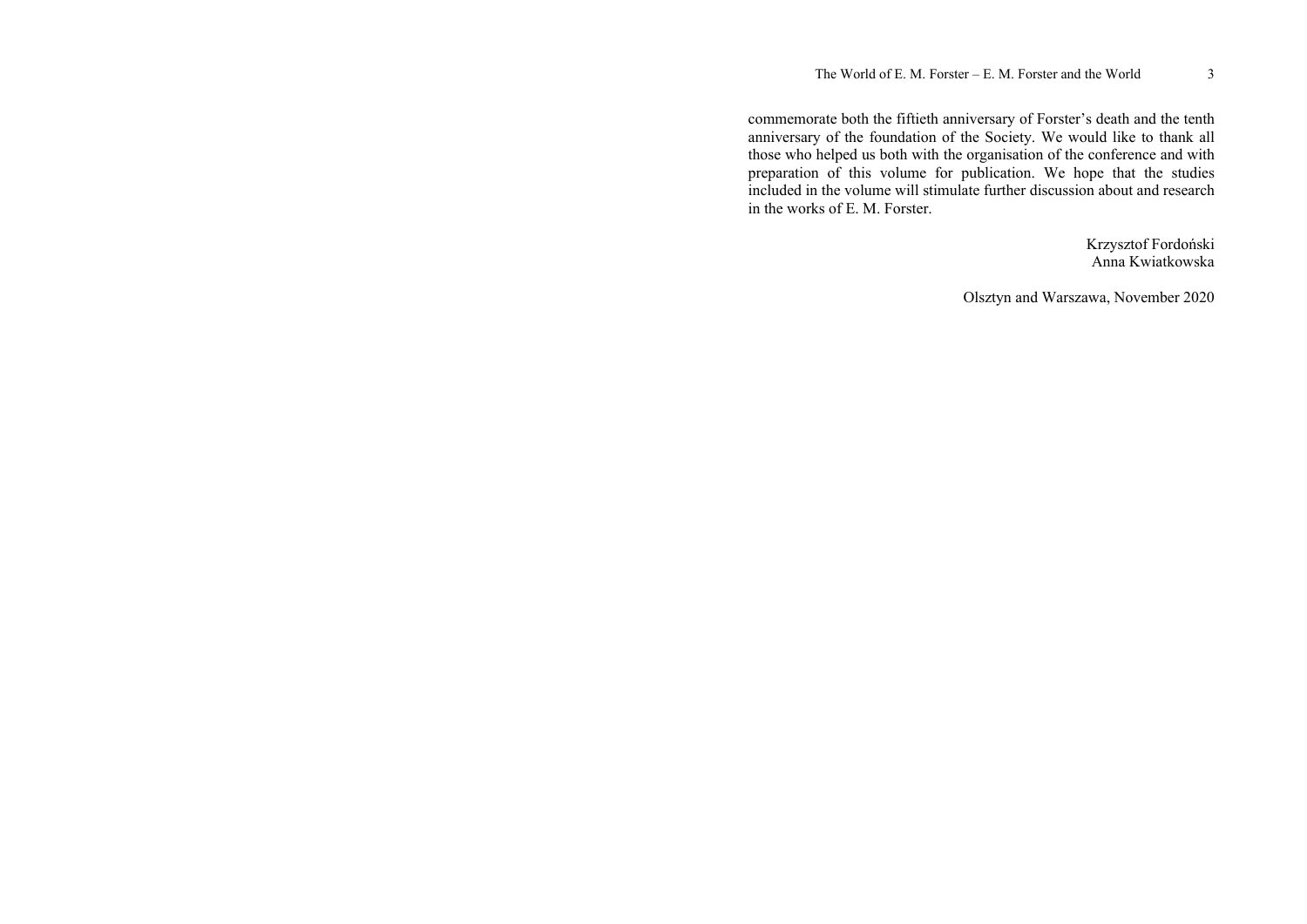commemorate both the fiftieth anniversary of Forster's death and the tenth anniversary of the foundation of the Society. We would like to thank all those who helped us both with the organisation of the conference and with preparation of this volume for publication. We hope that the studies included in the volume will stimulate further discussion about and research in the works of E. M. Forster.

Krzysztof Fordoński
Anna Kwiatkowska

Olsztyn and Warszawa, November 2020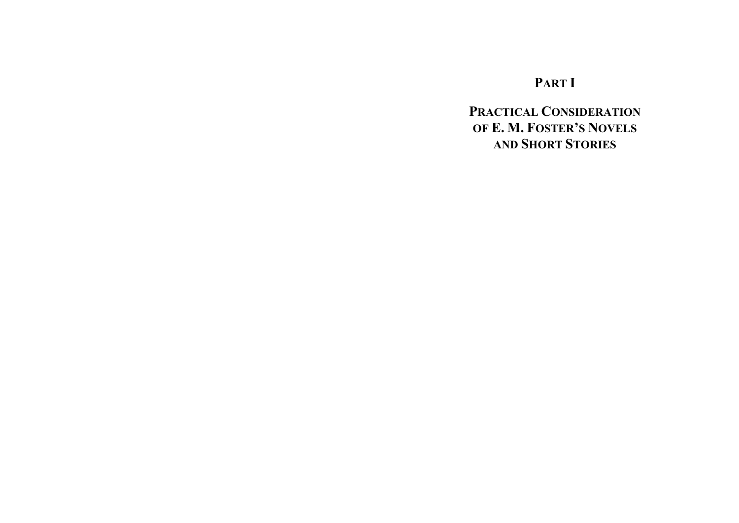# PART I

## PRACTICAL CONSIDERATION OF E. M. FOSTER'S NOVELS AND SHORT STORIES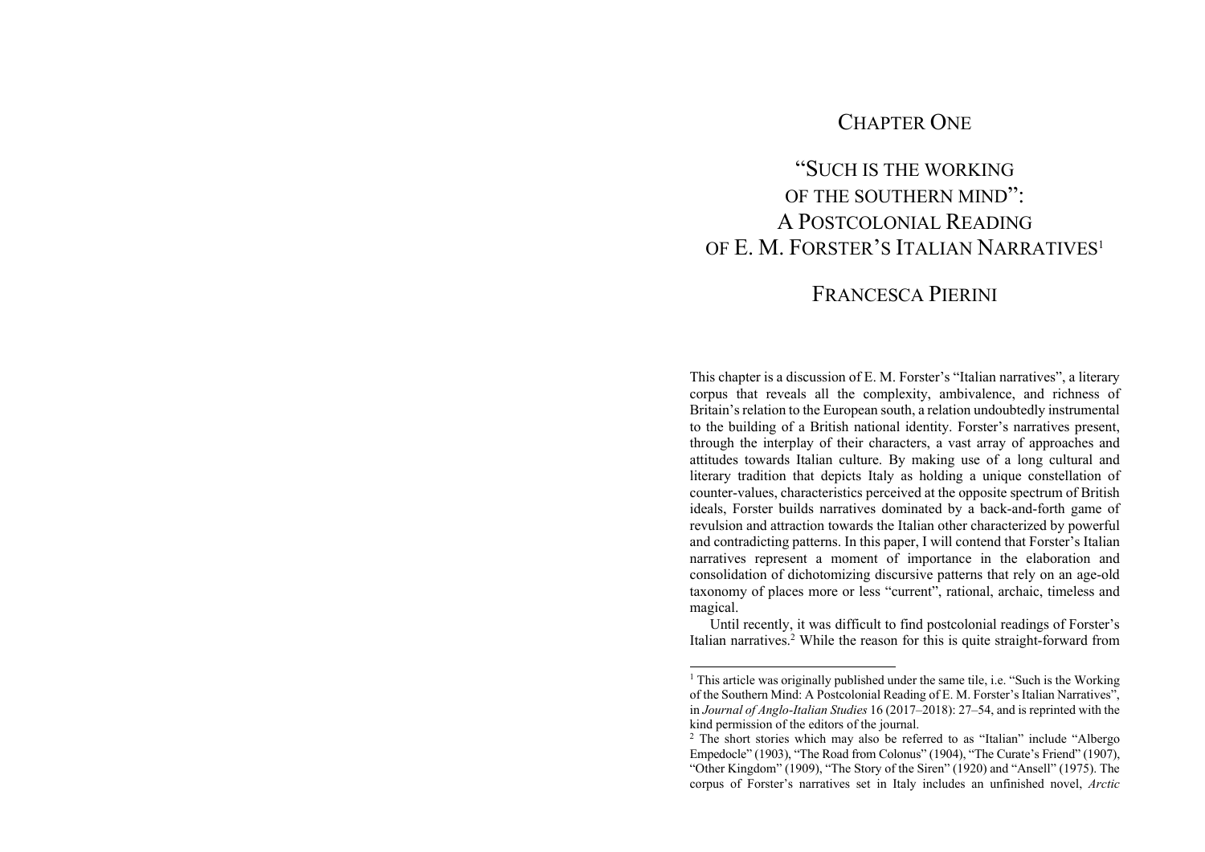# CHAPTER ONE

# "SUCH IS THE WORKING OF THE SOUTHERN MIND": A POSTCOLONIAL READING OF E. M. FORSTER'S ITALIAN NARRATIVES[1]

## FRANCESCA PIERINI

This chapter is a discussion of E. M. Forster's "Italian narratives", a literary corpus that reveals all the complexity, ambivalence, and richness of Britain's relation to the European south, a relation undoubtedly instrumental to the building of a British national identity. Forster's narratives present, through the interplay of their characters, a vast array of approaches and attitudes towards Italian culture. By making use of a long cultural and literary tradition that depicts Italy as holding a unique constellation of counter-values, characteristics perceived at the opposite spectrum of British ideals, Forster builds narratives dominated by a back-and-forth game of revulsion and attraction towards the Italian other characterized by powerful and contradicting patterns. In this paper, I will contend that Forster's Italian narratives represent a moment of importance in the elaboration and consolidation of dichotomizing discursive patterns that rely on an age-old taxonomy of places more or less "current", rational, archaic, timeless and magical.

Until recently, it was difficult to find postcolonial readings of Forster's Italian narratives.[2] While the reason for this is quite straight-forward from

---

[1] This article was originally published under the same tile, i.e. "Such is the Working of the Southern Mind: A Postcolonial Reading of E. M. Forster's Italian Narratives", in *Journal of Anglo-Italian Studies* 16 (2017–2018): 27–54, and is reprinted with the kind permission of the editors of the journal.

[2] The short stories which may also be referred to as "Italian" include "Albergo Empedocle" (1903), "The Road from Colonus" (1904), "The Curate's Friend" (1907), "Other Kingdom" (1909), "The Story of the Siren" (1920) and "Ansell" (1975). The corpus of Forster's narratives set in Italy includes an unfinished novel, *Arctic*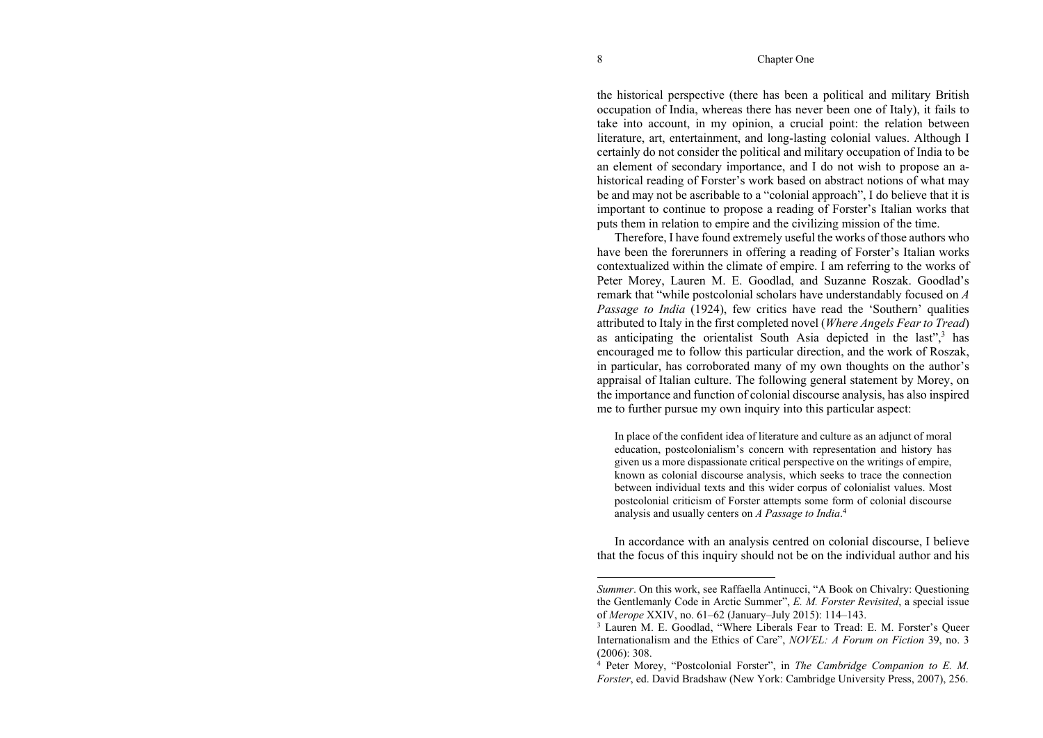the historical perspective (there has been a political and military British occupation of India, whereas there has never been one of Italy), it fails to take into account, in my opinion, a crucial point: the relation between literature, art, entertainment, and long-lasting colonial values. Although I certainly do not consider the political and military occupation of India to be an element of secondary importance, and I do not wish to propose an a-historical reading of Forster's work based on abstract notions of what may be and may not be ascribable to a "colonial approach", I do believe that it is important to continue to propose a reading of Forster's Italian works that puts them in relation to empire and the civilizing mission of the time.

Therefore, I have found extremely useful the works of those authors who have been the forerunners in offering a reading of Forster's Italian works contextualized within the climate of empire. I am referring to the works of Peter Morey, Lauren M. E. Goodlad, and Suzanne Roszak. Goodlad's remark that "while postcolonial scholars have understandably focused on *A Passage to India* (1924), few critics have read the 'Southern' qualities attributed to Italy in the first completed novel (*Where Angels Fear to Tread*) as anticipating the orientalist South Asia depicted in the last",[3] has encouraged me to follow this particular direction, and the work of Roszak, in particular, has corroborated many of my own thoughts on the author's appraisal of Italian culture. The following general statement by Morey, on the importance and function of colonial discourse analysis, has also inspired me to further pursue my own inquiry into this particular aspect:

> In place of the confident idea of literature and culture as an adjunct of moral education, postcolonialism's concern with representation and history has given us a more dispassionate critical perspective on the writings of empire, known as colonial discourse analysis, which seeks to trace the connection between individual texts and this wider corpus of colonialist values. Most postcolonial criticism of Forster attempts some form of colonial discourse analysis and usually centers on *A Passage to India*.[4]

In accordance with an analysis centred on colonial discourse, I believe that the focus of this inquiry should not be on the individual author and his

---

*Summer*. On this work, see Raffaella Antinucci, "A Book on Chivalry: Questioning the Gentlemanly Code in Arctic Summer", *E. M. Forster Revisited*, a special issue of *Merope* XXIV, no. 61–62 (January–July 2015): 114–143.

[3] Lauren M. E. Goodlad, "Where Liberals Fear to Tread: E. M. Forster's Queer Internationalism and the Ethics of Care", *NOVEL: A Forum on Fiction* 39, no. 3 (2006): 308.

[4] Peter Morey, "Postcolonial Forster", in *The Cambridge Companion to E. M. Forster*, ed. David Bradshaw (New York: Cambridge University Press, 2007), 256.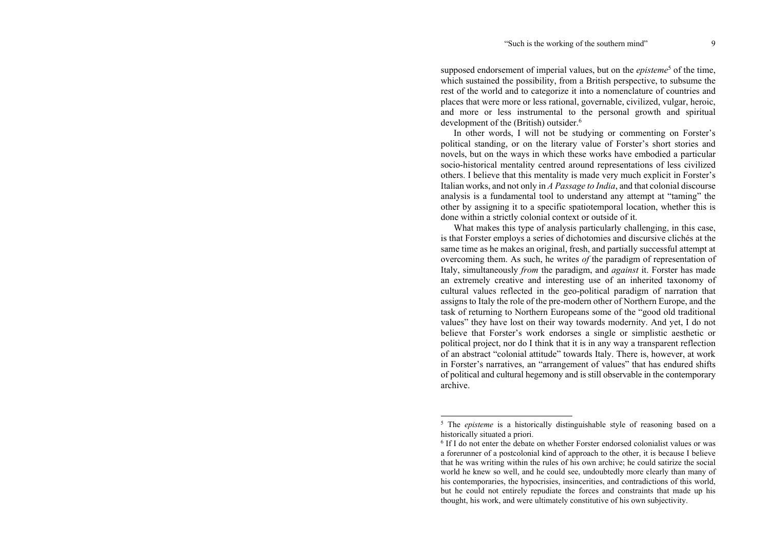supposed endorsement of imperial values, but on the *episteme*[5] of the time, which sustained the possibility, from a British perspective, to subsume the rest of the world and to categorize it into a nomenclature of countries and places that were more or less rational, governable, civilized, vulgar, heroic, and more or less instrumental to the personal growth and spiritual development of the (British) outsider.[6]

In other words, I will not be studying or commenting on Forster's political standing, or on the literary value of Forster's short stories and novels, but on the ways in which these works have embodied a particular socio-historical mentality centred around representations of less civilized others. I believe that this mentality is made very much explicit in Forster's Italian works, and not only in *A Passage to India*, and that colonial discourse analysis is a fundamental tool to understand any attempt at "taming" the other by assigning it to a specific spatiotemporal location, whether this is done within a strictly colonial context or outside of it.

What makes this type of analysis particularly challenging, in this case, is that Forster employs a series of dichotomies and discursive clichés at the same time as he makes an original, fresh, and partially successful attempt at overcoming them. As such, he writes *of* the paradigm of representation of Italy, simultaneously *from* the paradigm, and *against* it. Forster has made an extremely creative and interesting use of an inherited taxonomy of cultural values reflected in the geo-political paradigm of narration that assigns to Italy the role of the pre-modern other of Northern Europe, and the task of returning to Northern Europeans some of the "good old traditional values" they have lost on their way towards modernity. And yet, I do not believe that Forster's work endorses a single or simplistic aesthetic or political project, nor do I think that it is in any way a transparent reflection of an abstract "colonial attitude" towards Italy. There is, however, at work in Forster's narratives, an "arrangement of values" that has endured shifts of political and cultural hegemony and is still observable in the contemporary archive.

---

[5] The *episteme* is a historically distinguishable style of reasoning based on a historically situated a priori.

[6] If I do not enter the debate on whether Forster endorsed colonialist values or was a forerunner of a postcolonial kind of approach to the other, it is because I believe that he was writing within the rules of his own archive; he could satirize the social world he knew so well, and he could see, undoubtedly more clearly than many of his contemporaries, the hypocrisies, insincerities, and contradictions of this world, but he could not entirely repudiate the forces and constraints that made up his thought, his work, and were ultimately constitutive of his own subjectivity.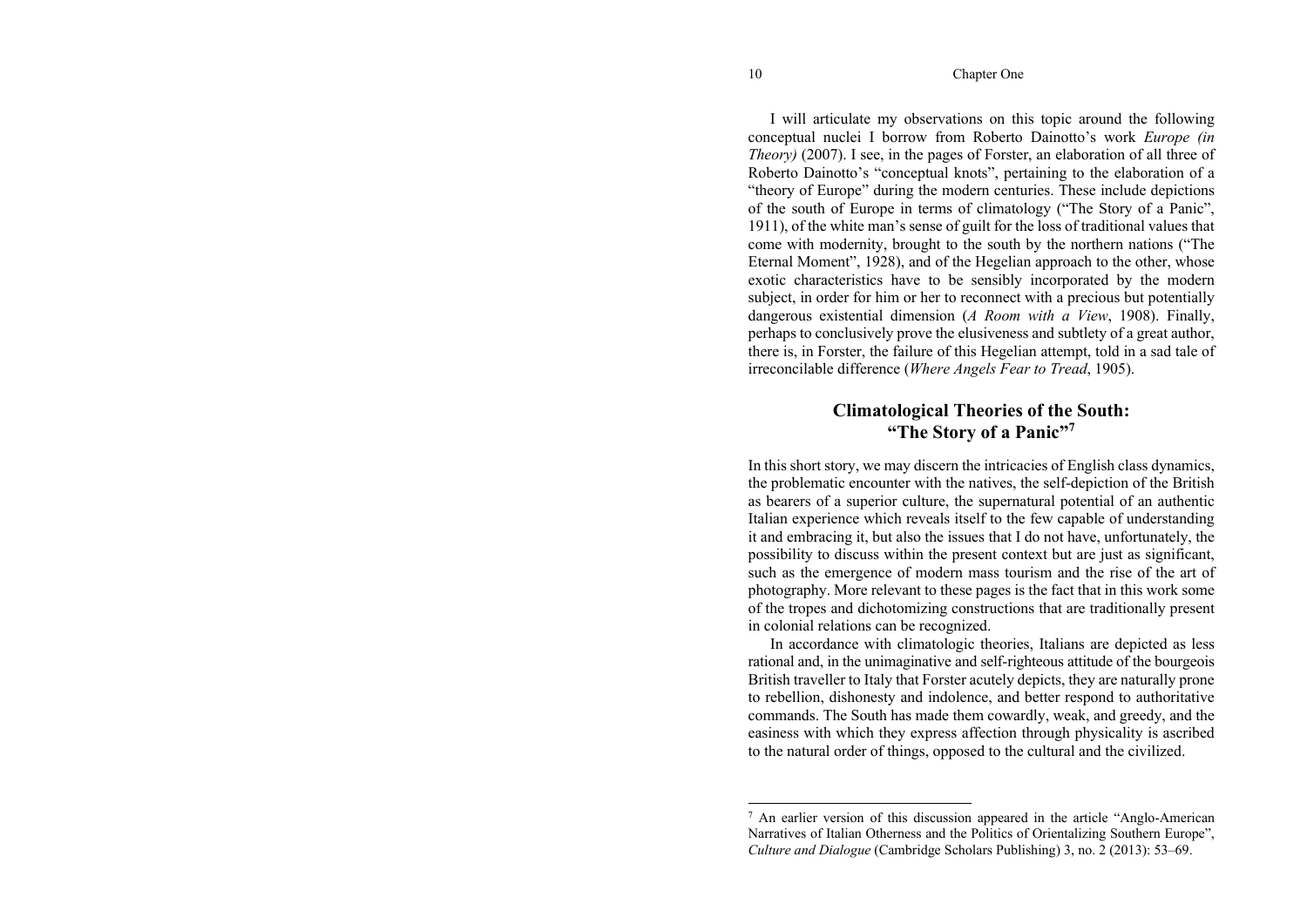I will articulate my observations on this topic around the following conceptual nuclei I borrow from Roberto Dainotto's work *Europe (in Theory)* (2007). I see, in the pages of Forster, an elaboration of all three of Roberto Dainotto's "conceptual knots", pertaining to the elaboration of a "theory of Europe" during the modern centuries. These include depictions of the south of Europe in terms of climatology ("The Story of a Panic", 1911), of the white man's sense of guilt for the loss of traditional values that come with modernity, brought to the south by the northern nations ("The Eternal Moment", 1928), and of the Hegelian approach to the other, whose exotic characteristics have to be sensibly incorporated by the modern subject, in order for him or her to reconnect with a precious but potentially dangerous existential dimension (*A Room with a View*, 1908). Finally, perhaps to conclusively prove the elusiveness and subtlety of a great author, there is, in Forster, the failure of this Hegelian attempt, told in a sad tale of irreconcilable difference (*Where Angels Fear to Tread*, 1905).

## Climatological Theories of the South: "The Story of a Panic"[7]

In this short story, we may discern the intricacies of English class dynamics, the problematic encounter with the natives, the self-depiction of the British as bearers of a superior culture, the supernatural potential of an authentic Italian experience which reveals itself to the few capable of understanding it and embracing it, but also the issues that I do not have, unfortunately, the possibility to discuss within the present context but are just as significant, such as the emergence of modern mass tourism and the rise of the art of photography. More relevant to these pages is the fact that in this work some of the tropes and dichotomizing constructions that are traditionally present in colonial relations can be recognized.

In accordance with climatologic theories, Italians are depicted as less rational and, in the unimaginative and self-righteous attitude of the bourgeois British traveller to Italy that Forster acutely depicts, they are naturally prone to rebellion, dishonesty and indolence, and better respond to authoritative commands. The South has made them cowardly, weak, and greedy, and the easiness with which they express affection through physicality is ascribed to the natural order of things, opposed to the cultural and the civilized.

---

[7] An earlier version of this discussion appeared in the article "Anglo-American Narratives of Italian Otherness and the Politics of Orientalizing Southern Europe", *Culture and Dialogue* (Cambridge Scholars Publishing) 3, no. 2 (2013): 53–69.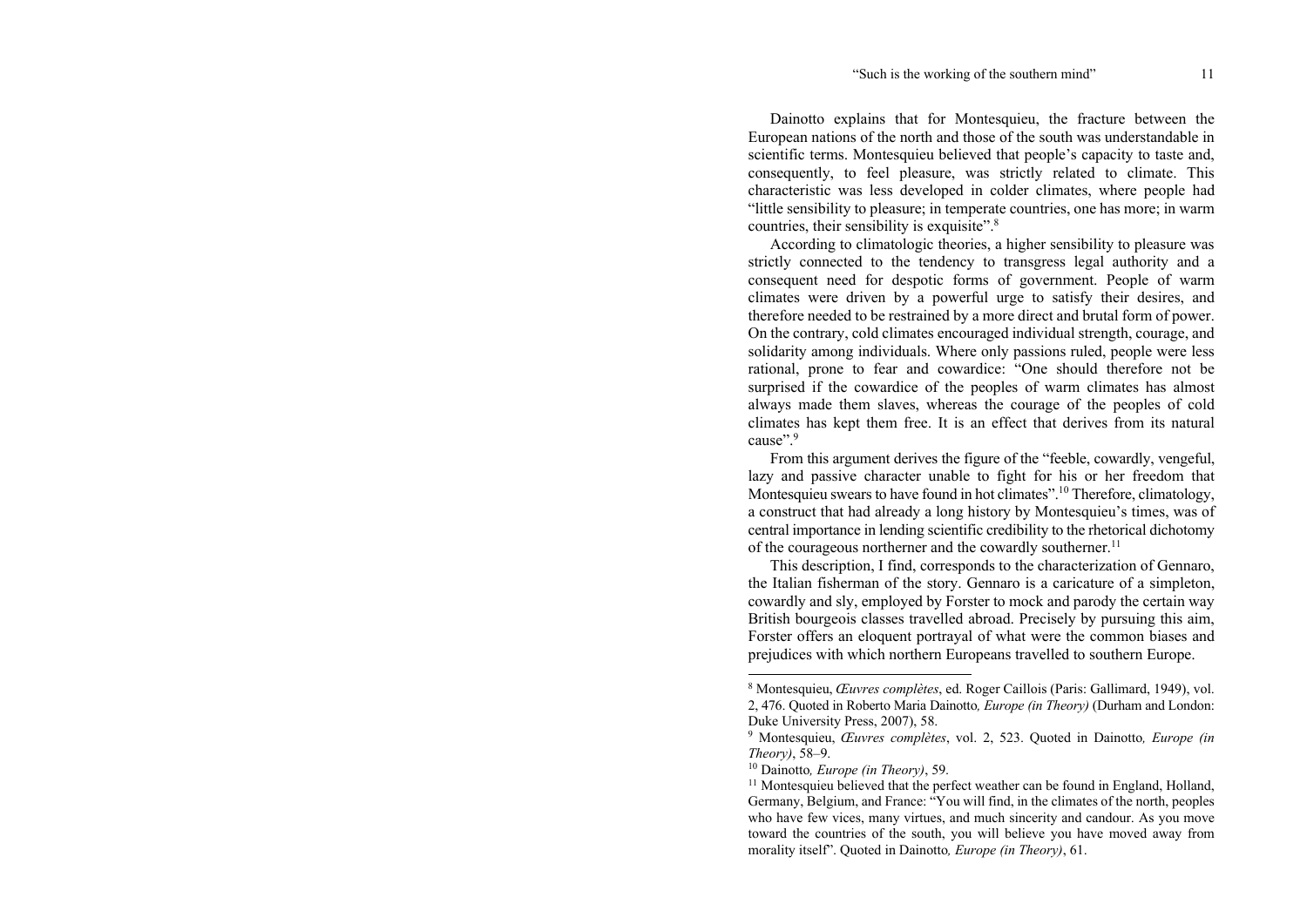Dainotto explains that for Montesquieu, the fracture between the European nations of the north and those of the south was understandable in scientific terms. Montesquieu believed that people's capacity to taste and, consequently, to feel pleasure, was strictly related to climate. This characteristic was less developed in colder climates, where people had "little sensibility to pleasure; in temperate countries, one has more; in warm countries, their sensibility is exquisite".[8]

According to climatologic theories, a higher sensibility to pleasure was strictly connected to the tendency to transgress legal authority and a consequent need for despotic forms of government. People of warm climates were driven by a powerful urge to satisfy their desires, and therefore needed to be restrained by a more direct and brutal form of power. On the contrary, cold climates encouraged individual strength, courage, and solidarity among individuals. Where only passions ruled, people were less rational, prone to fear and cowardice: "One should therefore not be surprised if the cowardice of the peoples of warm climates has almost always made them slaves, whereas the courage of the peoples of cold climates has kept them free. It is an effect that derives from its natural cause".[9]

From this argument derives the figure of the "feeble, cowardly, vengeful, lazy and passive character unable to fight for his or her freedom that Montesquieu swears to have found in hot climates".[10] Therefore, climatology, a construct that had already a long history by Montesquieu's times, was of central importance in lending scientific credibility to the rhetorical dichotomy of the courageous northerner and the cowardly southerner.[11]

This description, I find, corresponds to the characterization of Gennaro, the Italian fisherman of the story. Gennaro is a caricature of a simpleton, cowardly and sly, employed by Forster to mock and parody the certain way British bourgeois classes travelled abroad. Precisely by pursuing this aim, Forster offers an eloquent portrayal of what were the common biases and prejudices with which northern Europeans travelled to southern Europe.

---

[8] Montesquieu, *Œuvres complètes*, ed. Roger Caillois (Paris: Gallimard, 1949), vol. 2, 476. Quoted in Roberto Maria Dainotto*, Europe (in Theory)* (Durham and London: Duke University Press, 2007), 58.

[9] Montesquieu, *Œuvres complètes*, vol. 2, 523. Quoted in Dainotto*, Europe (in Theory)*, 58–9.

[10] Dainotto*, Europe (in Theory)*, 59.

[11] Montesquieu believed that the perfect weather can be found in England, Holland, Germany, Belgium, and France: "You will find, in the climates of the north, peoples who have few vices, many virtues, and much sincerity and candour. As you move toward the countries of the south, you will believe you have moved away from morality itself". Quoted in Dainotto*, Europe (in Theory)*, 61.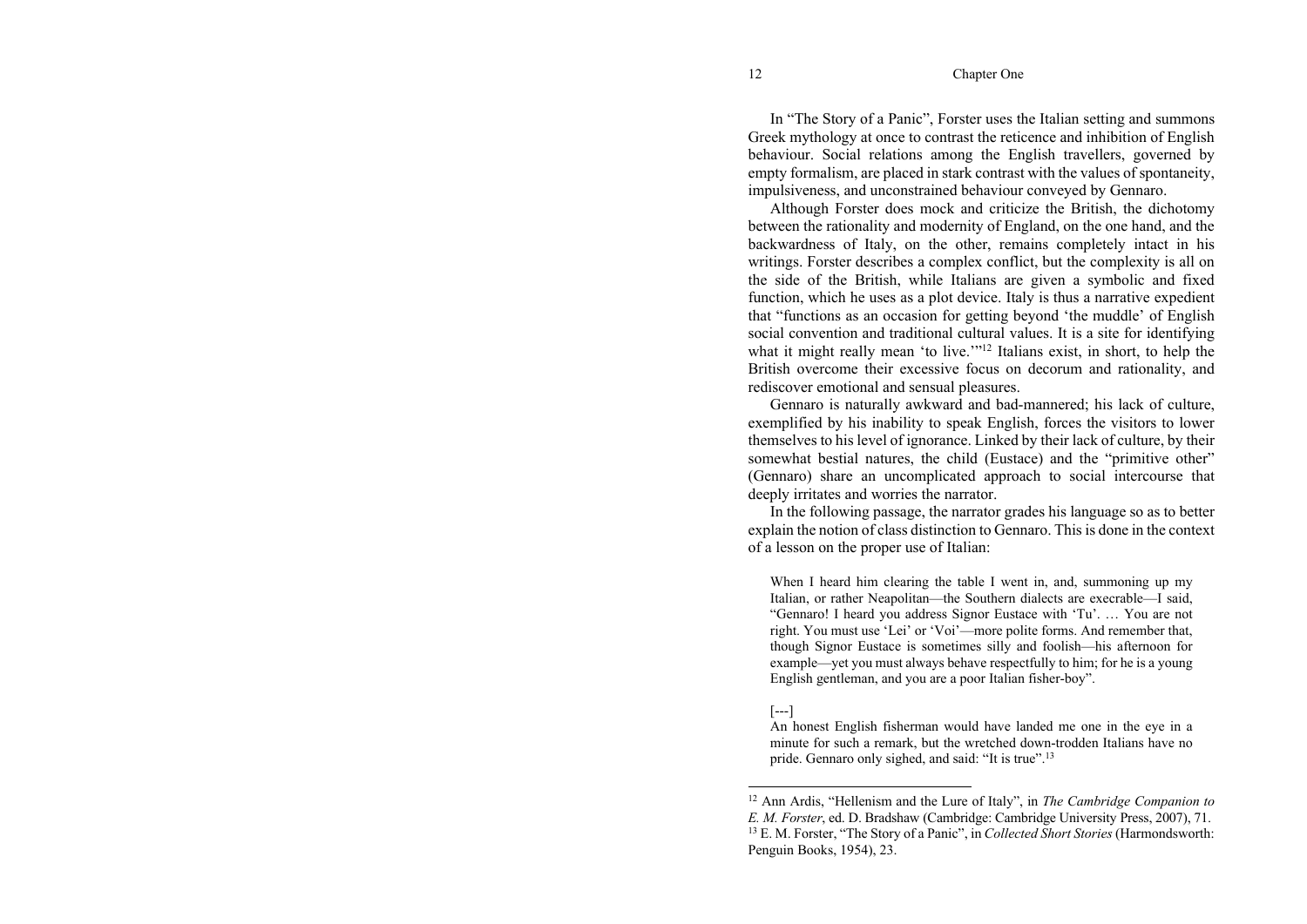In "The Story of a Panic", Forster uses the Italian setting and summons Greek mythology at once to contrast the reticence and inhibition of English behaviour. Social relations among the English travellers, governed by empty formalism, are placed in stark contrast with the values of spontaneity, impulsiveness, and unconstrained behaviour conveyed by Gennaro.

Although Forster does mock and criticize the British, the dichotomy between the rationality and modernity of England, on the one hand, and the backwardness of Italy, on the other, remains completely intact in his writings. Forster describes a complex conflict, but the complexity is all on the side of the British, while Italians are given a symbolic and fixed function, which he uses as a plot device. Italy is thus a narrative expedient that "functions as an occasion for getting beyond 'the muddle' of English social convention and traditional cultural values. It is a site for identifying what it might really mean 'to live.'"[12] Italians exist, in short, to help the British overcome their excessive focus on decorum and rationality, and rediscover emotional and sensual pleasures.

Gennaro is naturally awkward and bad-mannered; his lack of culture, exemplified by his inability to speak English, forces the visitors to lower themselves to his level of ignorance. Linked by their lack of culture, by their somewhat bestial natures, the child (Eustace) and the "primitive other" (Gennaro) share an uncomplicated approach to social intercourse that deeply irritates and worries the narrator.

In the following passage, the narrator grades his language so as to better explain the notion of class distinction to Gennaro. This is done in the context of a lesson on the proper use of Italian:

> When I heard him clearing the table I went in, and, summoning up my Italian, or rather Neapolitan—the Southern dialects are execrable—I said, "Gennaro! I heard you address Signor Eustace with 'Tu'. … You are not right. You must use 'Lei' or 'Voi'—more polite forms. And remember that, though Signor Eustace is sometimes silly and foolish—his afternoon for example—yet you must always behave respectfully to him; for he is a young English gentleman, and you are a poor Italian fisher-boy".
>
> [---]
>
> An honest English fisherman would have landed me one in the eye in a minute for such a remark, but the wretched down-trodden Italians have no pride. Gennaro only sighed, and said: "It is true".[13]

---

[12] Ann Ardis, "Hellenism and the Lure of Italy", in *The Cambridge Companion to E. M. Forster*, ed. D. Bradshaw (Cambridge: Cambridge University Press, 2007), 71.

[13] E. M. Forster, "The Story of a Panic", in *Collected Short Stories* (Harmondsworth: Penguin Books, 1954), 23.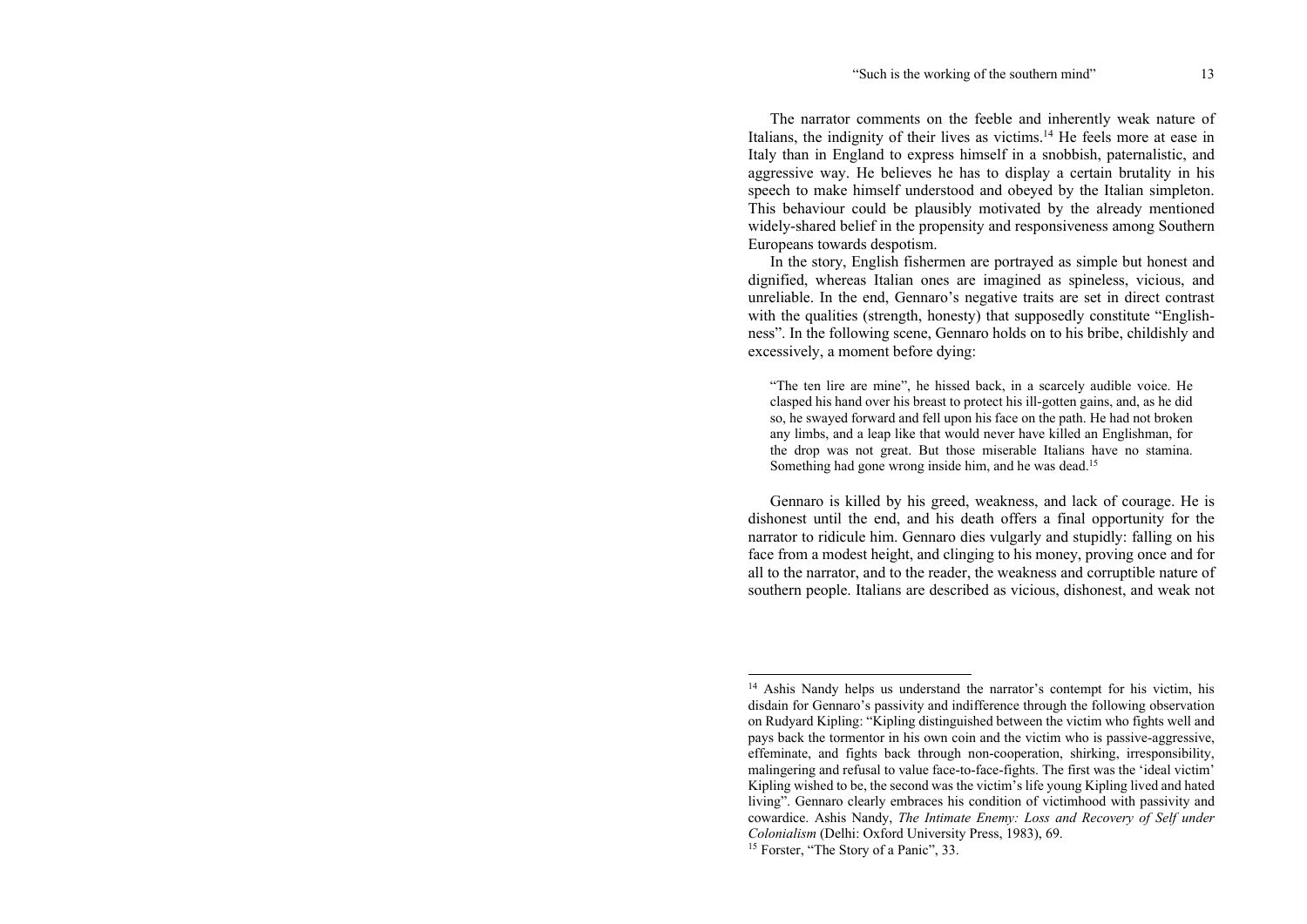The narrator comments on the feeble and inherently weak nature of Italians, the indignity of their lives as victims.[14] He feels more at ease in Italy than in England to express himself in a snobbish, paternalistic, and aggressive way. He believes he has to display a certain brutality in his speech to make himself understood and obeyed by the Italian simpleton. This behaviour could be plausibly motivated by the already mentioned widely-shared belief in the propensity and responsiveness among Southern Europeans towards despotism.

In the story, English fishermen are portrayed as simple but honest and dignified, whereas Italian ones are imagined as spineless, vicious, and unreliable. In the end, Gennaro's negative traits are set in direct contrast with the qualities (strength, honesty) that supposedly constitute "Englishness". In the following scene, Gennaro holds on to his bribe, childishly and excessively, a moment before dying:

> "The ten lire are mine", he hissed back, in a scarcely audible voice. He clasped his hand over his breast to protect his ill-gotten gains, and, as he did so, he swayed forward and fell upon his face on the path. He had not broken any limbs, and a leap like that would never have killed an Englishman, for the drop was not great. But those miserable Italians have no stamina. Something had gone wrong inside him, and he was dead.[15]

Gennaro is killed by his greed, weakness, and lack of courage. He is dishonest until the end, and his death offers a final opportunity for the narrator to ridicule him. Gennaro dies vulgarly and stupidly: falling on his face from a modest height, and clinging to his money, proving once and for all to the narrator, and to the reader, the weakness and corruptible nature of southern people. Italians are described as vicious, dishonest, and weak not

---

[14] Ashis Nandy helps us understand the narrator's contempt for his victim, his disdain for Gennaro's passivity and indifference through the following observation on Rudyard Kipling: "Kipling distinguished between the victim who fights well and pays back the tormentor in his own coin and the victim who is passive-aggressive, effeminate, and fights back through non-cooperation, shirking, irresponsibility, malingering and refusal to value face-to-face-fights. The first was the 'ideal victim' Kipling wished to be, the second was the victim's life young Kipling lived and hated living". Gennaro clearly embraces his condition of victimhood with passivity and cowardice. Ashis Nandy, *The Intimate Enemy: Loss and Recovery of Self under Colonialism* (Delhi: Oxford University Press, 1983), 69.

[15] Forster, "The Story of a Panic", 33.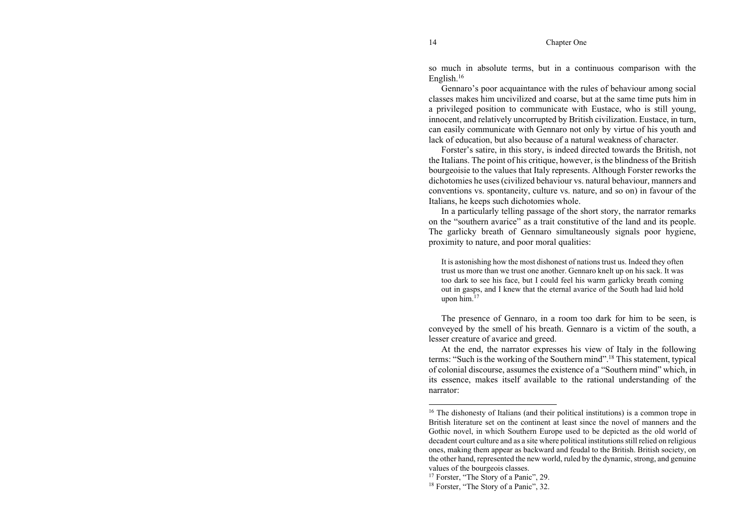so much in absolute terms, but in a continuous comparison with the English.[16]

Gennaro's poor acquaintance with the rules of behaviour among social classes makes him uncivilized and coarse, but at the same time puts him in a privileged position to communicate with Eustace, who is still young, innocent, and relatively uncorrupted by British civilization. Eustace, in turn, can easily communicate with Gennaro not only by virtue of his youth and lack of education, but also because of a natural weakness of character.

Forster's satire, in this story, is indeed directed towards the British, not the Italians. The point of his critique, however, is the blindness of the British bourgeoisie to the values that Italy represents. Although Forster reworks the dichotomies he uses (civilized behaviour vs. natural behaviour, manners and conventions vs. spontaneity, culture vs. nature, and so on) in favour of the Italians, he keeps such dichotomies whole.

In a particularly telling passage of the short story, the narrator remarks on the "southern avarice" as a trait constitutive of the land and its people. The garlicky breath of Gennaro simultaneously signals poor hygiene, proximity to nature, and poor moral qualities:

> It is astonishing how the most dishonest of nations trust us. Indeed they often trust us more than we trust one another. Gennaro knelt up on his sack. It was too dark to see his face, but I could feel his warm garlicky breath coming out in gasps, and I knew that the eternal avarice of the South had laid hold upon him.[17]

The presence of Gennaro, in a room too dark for him to be seen, is conveyed by the smell of his breath. Gennaro is a victim of the south, a lesser creature of avarice and greed.

At the end, the narrator expresses his view of Italy in the following terms: "Such is the working of the Southern mind".[18] This statement, typical of colonial discourse, assumes the existence of a "Southern mind" which, in its essence, makes itself available to the rational understanding of the narrator:

---

[16] The dishonesty of Italians (and their political institutions) is a common trope in British literature set on the continent at least since the novel of manners and the Gothic novel, in which Southern Europe used to be depicted as the old world of decadent court culture and as a site where political institutions still relied on religious ones, making them appear as backward and feudal to the British. British society, on the other hand, represented the new world, ruled by the dynamic, strong, and genuine values of the bourgeois classes.

[17] Forster, "The Story of a Panic", 29.

[18] Forster, "The Story of a Panic", 32.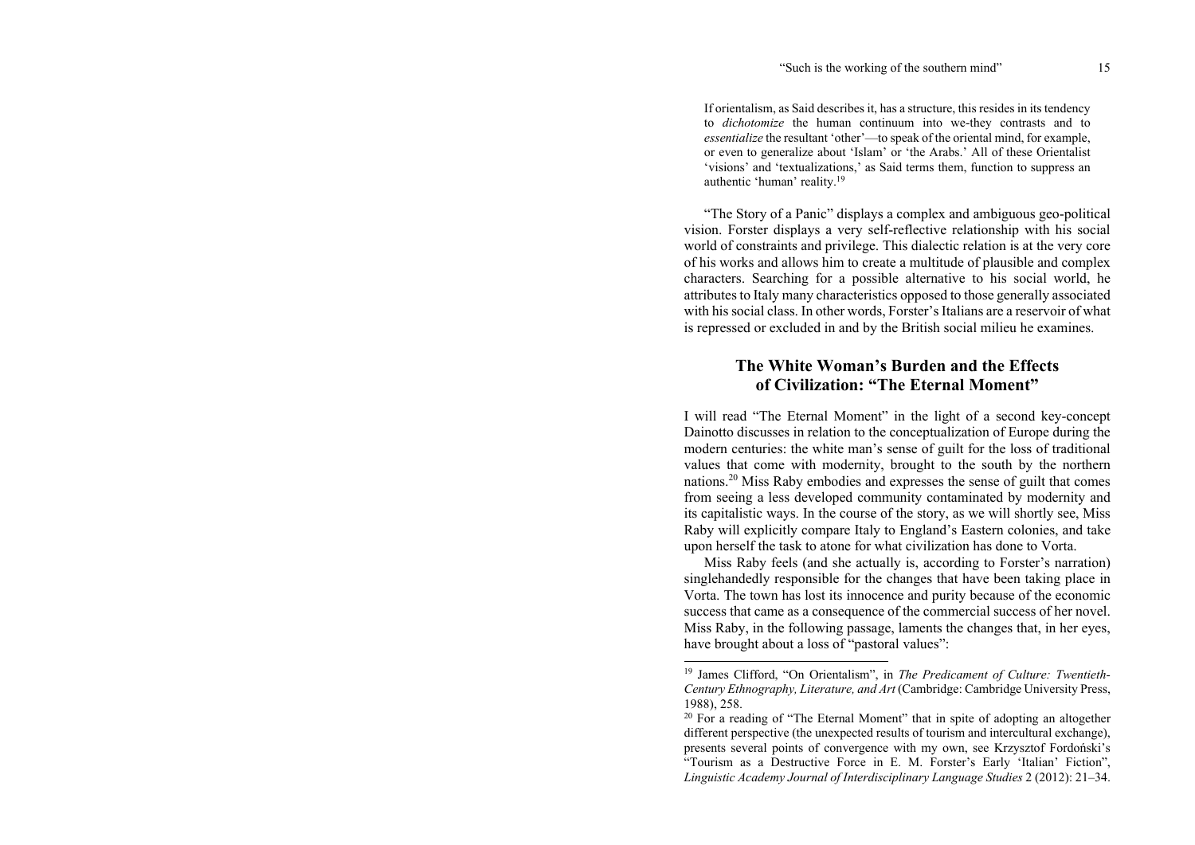> If orientalism, as Said describes it, has a structure, this resides in its tendency to *dichotomize* the human continuum into we-they contrasts and to *essentialize* the resultant 'other'—to speak of the oriental mind, for example, or even to generalize about 'Islam' or 'the Arabs.' All of these Orientalist 'visions' and 'textualizations,' as Said terms them, function to suppress an authentic 'human' reality.[19]

"The Story of a Panic" displays a complex and ambiguous geo-political vision. Forster displays a very self-reflective relationship with his social world of constraints and privilege. This dialectic relation is at the very core of his works and allows him to create a multitude of plausible and complex characters. Searching for a possible alternative to his social world, he attributes to Italy many characteristics opposed to those generally associated with his social class. In other words, Forster's Italians are a reservoir of what is repressed or excluded in and by the British social milieu he examines.

## The White Woman's Burden and the Effects of Civilization: "The Eternal Moment"

I will read "The Eternal Moment" in the light of a second key-concept Dainotto discusses in relation to the conceptualization of Europe during the modern centuries: the white man's sense of guilt for the loss of traditional values that come with modernity, brought to the south by the northern nations.[20] Miss Raby embodies and expresses the sense of guilt that comes from seeing a less developed community contaminated by modernity and its capitalistic ways. In the course of the story, as we will shortly see, Miss Raby will explicitly compare Italy to England's Eastern colonies, and take upon herself the task to atone for what civilization has done to Vorta.

Miss Raby feels (and she actually is, according to Forster's narration) singlehandedly responsible for the changes that have been taking place in Vorta. The town has lost its innocence and purity because of the economic success that came as a consequence of the commercial success of her novel. Miss Raby, in the following passage, laments the changes that, in her eyes, have brought about a loss of "pastoral values":

---

[19] James Clifford, "On Orientalism", in *The Predicament of Culture: Twentieth-Century Ethnography, Literature, and Art* (Cambridge: Cambridge University Press, 1988), 258.

[20] For a reading of "The Eternal Moment" that in spite of adopting an altogether different perspective (the unexpected results of tourism and intercultural exchange), presents several points of convergence with my own, see Krzysztof Fordoński's "Tourism as a Destructive Force in E. M. Forster's Early 'Italian' Fiction", *Linguistic Academy Journal of Interdisciplinary Language Studies* 2 (2012): 21–34.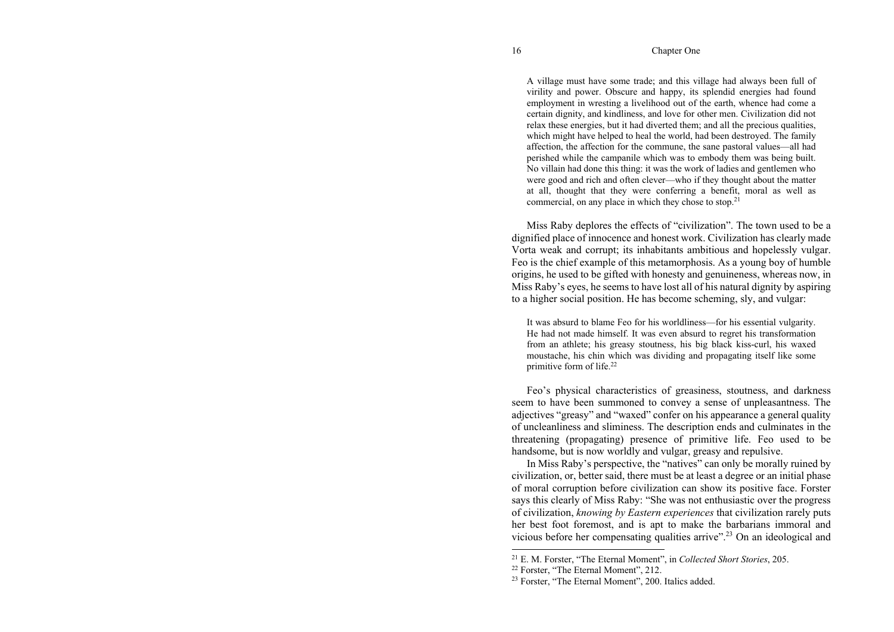> A village must have some trade; and this village had always been full of virility and power. Obscure and happy, its splendid energies had found employment in wresting a livelihood out of the earth, whence had come a certain dignity, and kindliness, and love for other men. Civilization did not relax these energies, but it had diverted them; and all the precious qualities, which might have helped to heal the world, had been destroyed. The family affection, the affection for the commune, the sane pastoral values—all had perished while the campanile which was to embody them was being built. No villain had done this thing: it was the work of ladies and gentlemen who were good and rich and often clever—who if they thought about the matter at all, thought that they were conferring a benefit, moral as well as commercial, on any place in which they chose to stop.[21]

Miss Raby deplores the effects of "civilization". The town used to be a dignified place of innocence and honest work. Civilization has clearly made Vorta weak and corrupt; its inhabitants ambitious and hopelessly vulgar. Feo is the chief example of this metamorphosis. As a young boy of humble origins, he used to be gifted with honesty and genuineness, whereas now, in Miss Raby's eyes, he seems to have lost all of his natural dignity by aspiring to a higher social position. He has become scheming, sly, and vulgar:

> It was absurd to blame Feo for his worldliness—for his essential vulgarity. He had not made himself. It was even absurd to regret his transformation from an athlete; his greasy stoutness, his big black kiss-curl, his waxed moustache, his chin which was dividing and propagating itself like some primitive form of life.[22]

Feo's physical characteristics of greasiness, stoutness, and darkness seem to have been summoned to convey a sense of unpleasantness. The adjectives "greasy" and "waxed" confer on his appearance a general quality of uncleanliness and sliminess. The description ends and culminates in the threatening (propagating) presence of primitive life. Feo used to be handsome, but is now worldly and vulgar, greasy and repulsive.

In Miss Raby's perspective, the "natives" can only be morally ruined by civilization, or, better said, there must be at least a degree or an initial phase of moral corruption before civilization can show its positive face. Forster says this clearly of Miss Raby: "She was not enthusiastic over the progress of civilization, *knowing by Eastern experiences* that civilization rarely puts her best foot foremost, and is apt to make the barbarians immoral and vicious before her compensating qualities arrive".[23] On an ideological and

---

[21] E. M. Forster, "The Eternal Moment", in *Collected Short Stories*, 205.

[22] Forster, "The Eternal Moment", 212.

[23] Forster, "The Eternal Moment", 200. Italics added.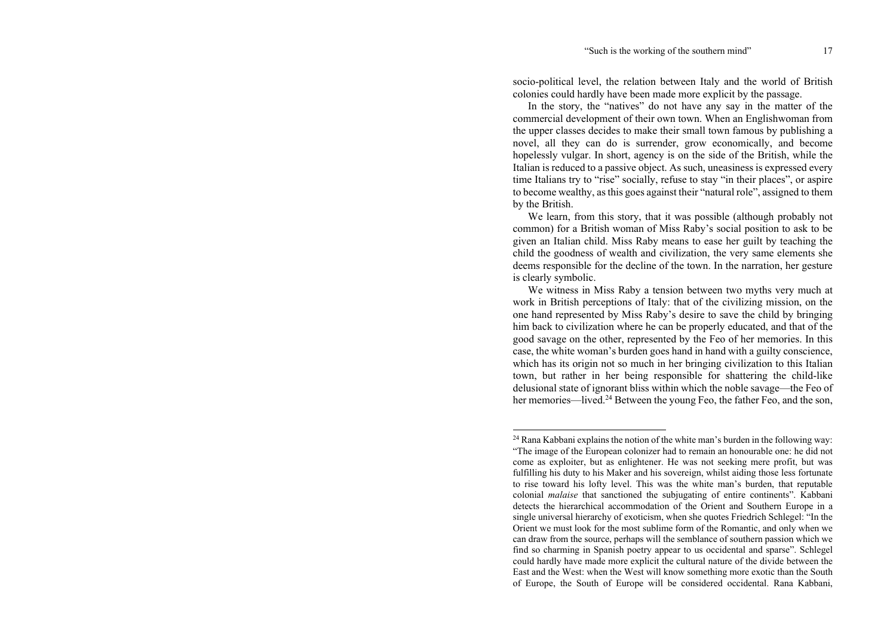socio-political level, the relation between Italy and the world of British colonies could hardly have been made more explicit by the passage.

In the story, the "natives" do not have any say in the matter of the commercial development of their own town. When an Englishwoman from the upper classes decides to make their small town famous by publishing a novel, all they can do is surrender, grow economically, and become hopelessly vulgar. In short, agency is on the side of the British, while the Italian is reduced to a passive object. As such, uneasiness is expressed every time Italians try to "rise" socially, refuse to stay "in their places", or aspire to become wealthy, as this goes against their "natural role", assigned to them by the British.

We learn, from this story, that it was possible (although probably not common) for a British woman of Miss Raby's social position to ask to be given an Italian child. Miss Raby means to ease her guilt by teaching the child the goodness of wealth and civilization, the very same elements she deems responsible for the decline of the town. In the narration, her gesture is clearly symbolic.

We witness in Miss Raby a tension between two myths very much at work in British perceptions of Italy: that of the civilizing mission, on the one hand represented by Miss Raby's desire to save the child by bringing him back to civilization where he can be properly educated, and that of the good savage on the other, represented by the Feo of her memories. In this case, the white woman's burden goes hand in hand with a guilty conscience, which has its origin not so much in her bringing civilization to this Italian town, but rather in her being responsible for shattering the child-like delusional state of ignorant bliss within which the noble savage—the Feo of her memories—lived.[24] Between the young Feo, the father Feo, and the son,

---

[24] Rana Kabbani explains the notion of the white man's burden in the following way: "The image of the European colonizer had to remain an honourable one: he did not come as exploiter, but as enlightener. He was not seeking mere profit, but was fulfilling his duty to his Maker and his sovereign, whilst aiding those less fortunate to rise toward his lofty level. This was the white man's burden, that reputable colonial *malaise* that sanctioned the subjugating of entire continents". Kabbani detects the hierarchical accommodation of the Orient and Southern Europe in a single universal hierarchy of exoticism, when she quotes Friedrich Schlegel: "In the Orient we must look for the most sublime form of the Romantic, and only when we can draw from the source, perhaps will the semblance of southern passion which we find so charming in Spanish poetry appear to us occidental and sparse". Schlegel could hardly have made more explicit the cultural nature of the divide between the East and the West: when the West will know something more exotic than the South of Europe, the South of Europe will be considered occidental. Rana Kabbani,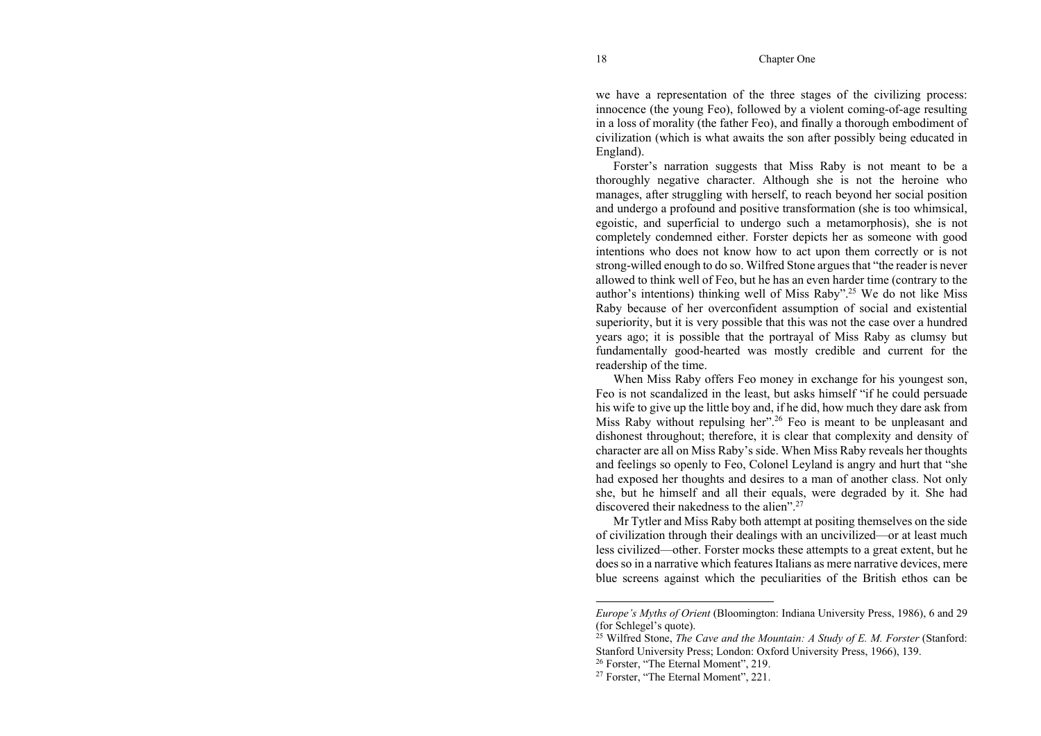we have a representation of the three stages of the civilizing process: innocence (the young Feo), followed by a violent coming-of-age resulting in a loss of morality (the father Feo), and finally a thorough embodiment of civilization (which is what awaits the son after possibly being educated in England).

Forster's narration suggests that Miss Raby is not meant to be a thoroughly negative character. Although she is not the heroine who manages, after struggling with herself, to reach beyond her social position and undergo a profound and positive transformation (she is too whimsical, egoistic, and superficial to undergo such a metamorphosis), she is not completely condemned either. Forster depicts her as someone with good intentions who does not know how to act upon them correctly or is not strong-willed enough to do so. Wilfred Stone argues that "the reader is never allowed to think well of Feo, but he has an even harder time (contrary to the author's intentions) thinking well of Miss Raby".[25] We do not like Miss Raby because of her overconfident assumption of social and existential superiority, but it is very possible that this was not the case over a hundred years ago; it is possible that the portrayal of Miss Raby as clumsy but fundamentally good-hearted was mostly credible and current for the readership of the time.

When Miss Raby offers Feo money in exchange for his youngest son, Feo is not scandalized in the least, but asks himself "if he could persuade his wife to give up the little boy and, if he did, how much they dare ask from Miss Raby without repulsing her".[26] Feo is meant to be unpleasant and dishonest throughout; therefore, it is clear that complexity and density of character are all on Miss Raby's side. When Miss Raby reveals her thoughts and feelings so openly to Feo, Colonel Leyland is angry and hurt that "she had exposed her thoughts and desires to a man of another class. Not only she, but he himself and all their equals, were degraded by it. She had discovered their nakedness to the alien".[27]

Mr Tytler and Miss Raby both attempt at positing themselves on the side of civilization through their dealings with an uncivilized—or at least much less civilized—other. Forster mocks these attempts to a great extent, but he does so in a narrative which features Italians as mere narrative devices, mere blue screens against which the peculiarities of the British ethos can be

---

*Europe's Myths of Orient* (Bloomington: Indiana University Press, 1986), 6 and 29 (for Schlegel's quote).

[25] Wilfred Stone, *The Cave and the Mountain: A Study of E. M. Forster* (Stanford: Stanford University Press; London: Oxford University Press, 1966), 139.

[26] Forster, "The Eternal Moment", 219.

[27] Forster, "The Eternal Moment", 221.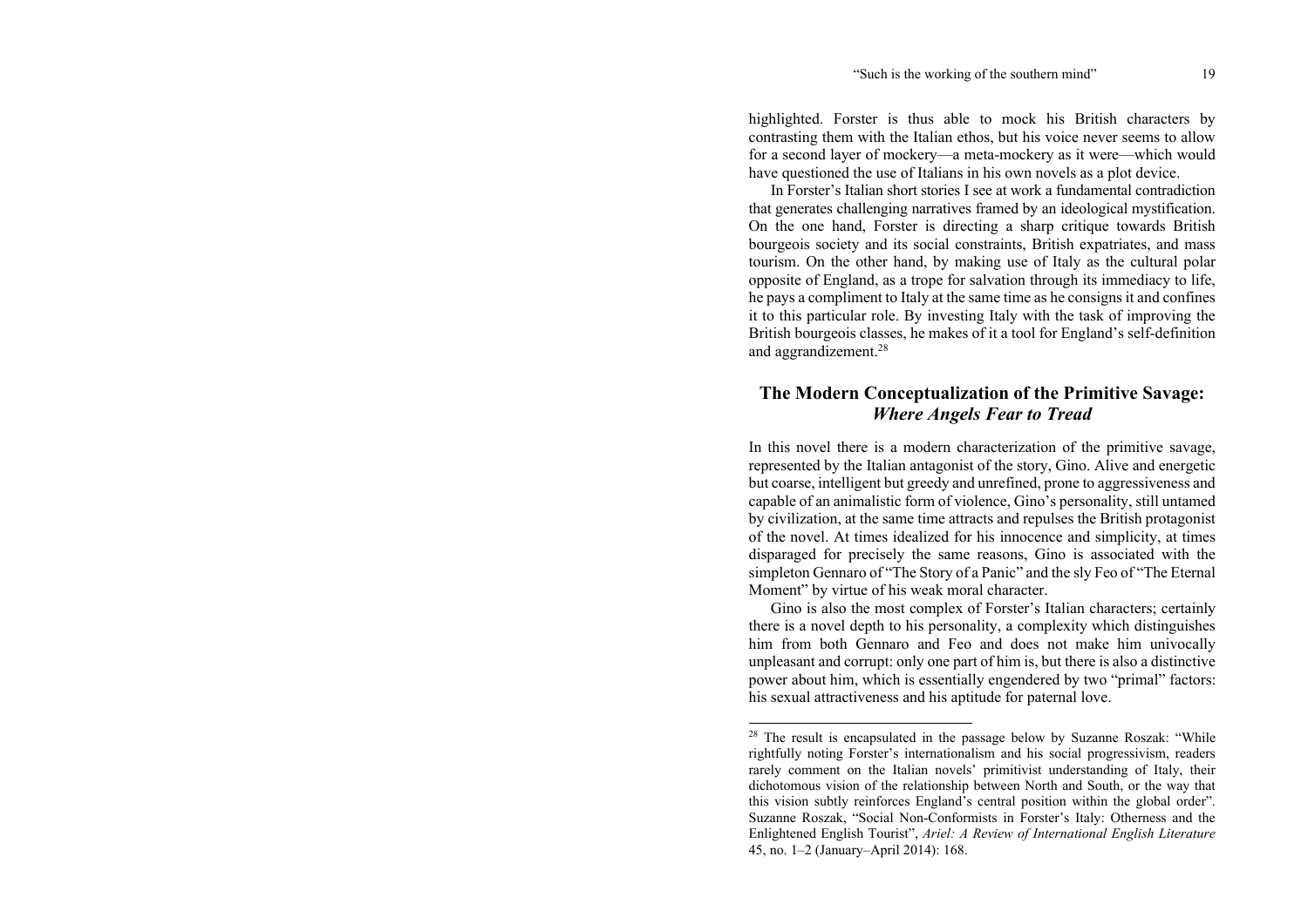highlighted. Forster is thus able to mock his British characters by contrasting them with the Italian ethos, but his voice never seems to allow for a second layer of mockery—a meta-mockery as it were—which would have questioned the use of Italians in his own novels as a plot device.

In Forster's Italian short stories I see at work a fundamental contradiction that generates challenging narratives framed by an ideological mystification. On the one hand, Forster is directing a sharp critique towards British bourgeois society and its social constraints, British expatriates, and mass tourism. On the other hand, by making use of Italy as the cultural polar opposite of England, as a trope for salvation through its immediacy to life, he pays a compliment to Italy at the same time as he consigns it and confines it to this particular role. By investing Italy with the task of improving the British bourgeois classes, he makes of it a tool for England's self-definition and aggrandizement.[28]

## The Modern Conceptualization of the Primitive Savage: *Where Angels Fear to Tread*

In this novel there is a modern characterization of the primitive savage, represented by the Italian antagonist of the story, Gino. Alive and energetic but coarse, intelligent but greedy and unrefined, prone to aggressiveness and capable of an animalistic form of violence, Gino's personality, still untamed by civilization, at the same time attracts and repulses the British protagonist of the novel. At times idealized for his innocence and simplicity, at times disparaged for precisely the same reasons, Gino is associated with the simpleton Gennaro of "The Story of a Panic" and the sly Feo of "The Eternal Moment" by virtue of his weak moral character.

Gino is also the most complex of Forster's Italian characters; certainly there is a novel depth to his personality, a complexity which distinguishes him from both Gennaro and Feo and does not make him univocally unpleasant and corrupt: only one part of him is, but there is also a distinctive power about him, which is essentially engendered by two "primal" factors: his sexual attractiveness and his aptitude for paternal love.

---

[28] The result is encapsulated in the passage below by Suzanne Roszak: "While rightfully noting Forster's internationalism and his social progressivism, readers rarely comment on the Italian novels' primitivist understanding of Italy, their dichotomous vision of the relationship between North and South, or the way that this vision subtly reinforces England's central position within the global order". Suzanne Roszak, "Social Non-Conformists in Forster's Italy: Otherness and the Enlightened English Tourist", *Ariel: A Review of International English Literature* 45, no. 1–2 (January–April 2014): 168.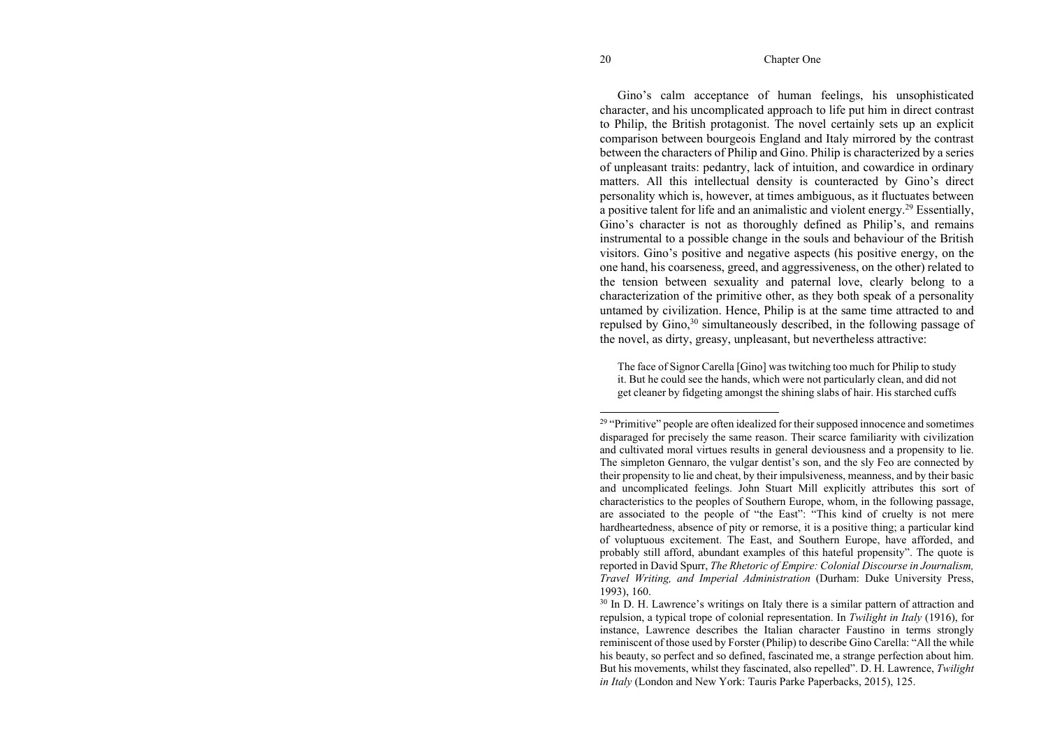Gino's calm acceptance of human feelings, his unsophisticated character, and his uncomplicated approach to life put him in direct contrast to Philip, the British protagonist. The novel certainly sets up an explicit comparison between bourgeois England and Italy mirrored by the contrast between the characters of Philip and Gino. Philip is characterized by a series of unpleasant traits: pedantry, lack of intuition, and cowardice in ordinary matters. All this intellectual density is counteracted by Gino's direct personality which is, however, at times ambiguous, as it fluctuates between a positive talent for life and an animalistic and violent energy.[29] Essentially, Gino's character is not as thoroughly defined as Philip's, and remains instrumental to a possible change in the souls and behaviour of the British visitors. Gino's positive and negative aspects (his positive energy, on the one hand, his coarseness, greed, and aggressiveness, on the other) related to the tension between sexuality and paternal love, clearly belong to a characterization of the primitive other, as they both speak of a personality untamed by civilization. Hence, Philip is at the same time attracted to and repulsed by Gino,[30] simultaneously described, in the following passage of the novel, as dirty, greasy, unpleasant, but nevertheless attractive:

> The face of Signor Carella [Gino] was twitching too much for Philip to study it. But he could see the hands, which were not particularly clean, and did not get cleaner by fidgeting amongst the shining slabs of hair. His starched cuffs

---

[29] "Primitive" people are often idealized for their supposed innocence and sometimes disparaged for precisely the same reason. Their scarce familiarity with civilization and cultivated moral virtues results in general deviousness and a propensity to lie. The simpleton Gennaro, the vulgar dentist's son, and the sly Feo are connected by their propensity to lie and cheat, by their impulsiveness, meanness, and by their basic and uncomplicated feelings. John Stuart Mill explicitly attributes this sort of characteristics to the peoples of Southern Europe, whom, in the following passage, are associated to the people of "the East": "This kind of cruelty is not mere hardheartedness, absence of pity or remorse, it is a positive thing; a particular kind of voluptuous excitement. The East, and Southern Europe, have afforded, and probably still afford, abundant examples of this hateful propensity". The quote is reported in David Spurr, *The Rhetoric of Empire: Colonial Discourse in Journalism, Travel Writing, and Imperial Administration* (Durham: Duke University Press, 1993), 160.

[30] In D. H. Lawrence's writings on Italy there is a similar pattern of attraction and repulsion, a typical trope of colonial representation. In *Twilight in Italy* (1916), for instance, Lawrence describes the Italian character Faustino in terms strongly reminiscent of those used by Forster (Philip) to describe Gino Carella: "All the while his beauty, so perfect and so defined, fascinated me, a strange perfection about him. But his movements, whilst they fascinated, also repelled". D. H. Lawrence, *Twilight in Italy* (London and New York: Tauris Parke Paperbacks, 2015), 125.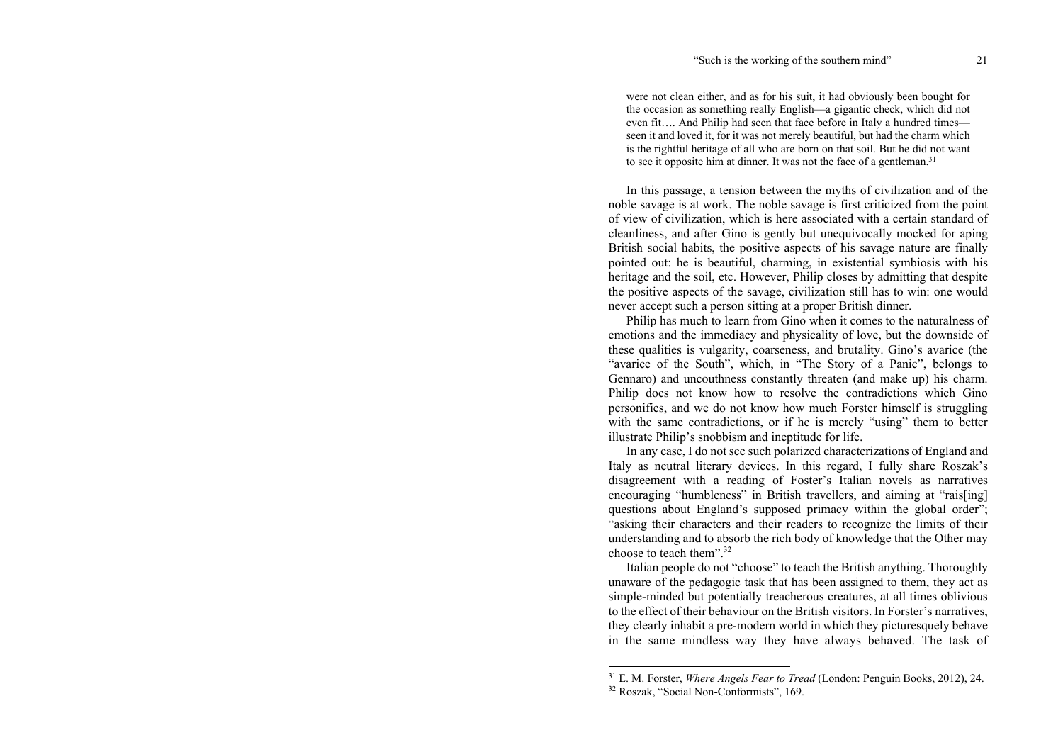> were not clean either, and as for his suit, it had obviously been bought for the occasion as something really English—a gigantic check, which did not even fit…. And Philip had seen that face before in Italy a hundred times—seen it and loved it, for it was not merely beautiful, but had the charm which is the rightful heritage of all who are born on that soil. But he did not want to see it opposite him at dinner. It was not the face of a gentleman.[31]

In this passage, a tension between the myths of civilization and of the noble savage is at work. The noble savage is first criticized from the point of view of civilization, which is here associated with a certain standard of cleanliness, and after Gino is gently but unequivocally mocked for aping British social habits, the positive aspects of his savage nature are finally pointed out: he is beautiful, charming, in existential symbiosis with his heritage and the soil, etc. However, Philip closes by admitting that despite the positive aspects of the savage, civilization still has to win: one would never accept such a person sitting at a proper British dinner.

Philip has much to learn from Gino when it comes to the naturalness of emotions and the immediacy and physicality of love, but the downside of these qualities is vulgarity, coarseness, and brutality. Gino's avarice (the "avarice of the South", which, in "The Story of a Panic", belongs to Gennaro) and uncouthness constantly threaten (and make up) his charm. Philip does not know how to resolve the contradictions which Gino personifies, and we do not know how much Forster himself is struggling with the same contradictions, or if he is merely "using" them to better illustrate Philip's snobbism and ineptitude for life.

In any case, I do not see such polarized characterizations of England and Italy as neutral literary devices. In this regard, I fully share Roszak's disagreement with a reading of Foster's Italian novels as narratives encouraging "humbleness" in British travellers, and aiming at "rais[ing] questions about England's supposed primacy within the global order"; "asking their characters and their readers to recognize the limits of their understanding and to absorb the rich body of knowledge that the Other may choose to teach them".[32]

Italian people do not "choose" to teach the British anything. Thoroughly unaware of the pedagogic task that has been assigned to them, they act as simple-minded but potentially treacherous creatures, at all times oblivious to the effect of their behaviour on the British visitors. In Forster's narratives, they clearly inhabit a pre-modern world in which they picturesquely behave in the same mindless way they have always behaved. The task of

---

[31] E. M. Forster, *Where Angels Fear to Tread* (London: Penguin Books, 2012), 24.

[32] Roszak, "Social Non-Conformists", 169.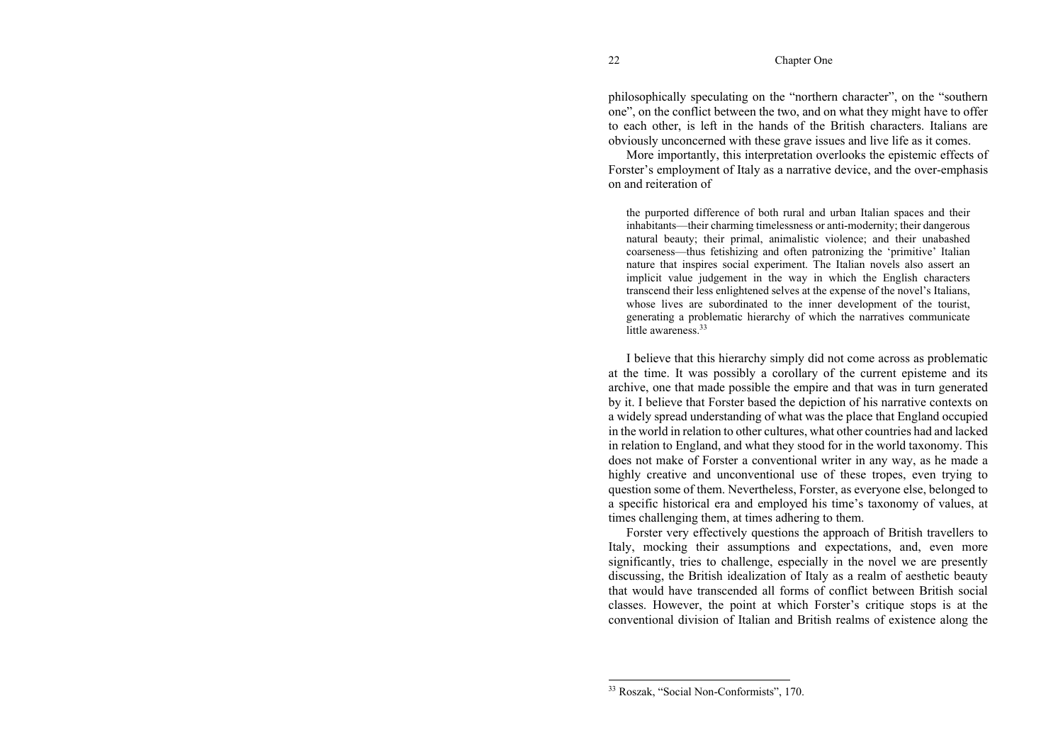philosophically speculating on the "northern character", on the "southern one", on the conflict between the two, and on what they might have to offer to each other, is left in the hands of the British characters. Italians are obviously unconcerned with these grave issues and live life as it comes.

More importantly, this interpretation overlooks the epistemic effects of Forster's employment of Italy as a narrative device, and the over-emphasis on and reiteration of

> the purported difference of both rural and urban Italian spaces and their inhabitants—their charming timelessness or anti-modernity; their dangerous natural beauty; their primal, animalistic violence; and their unabashed coarseness—thus fetishizing and often patronizing the 'primitive' Italian nature that inspires social experiment. The Italian novels also assert an implicit value judgement in the way in which the English characters transcend their less enlightened selves at the expense of the novel's Italians, whose lives are subordinated to the inner development of the tourist, generating a problematic hierarchy of which the narratives communicate little awareness.[33]

I believe that this hierarchy simply did not come across as problematic at the time. It was possibly a corollary of the current episteme and its archive, one that made possible the empire and that was in turn generated by it. I believe that Forster based the depiction of his narrative contexts on a widely spread understanding of what was the place that England occupied in the world in relation to other cultures, what other countries had and lacked in relation to England, and what they stood for in the world taxonomy. This does not make of Forster a conventional writer in any way, as he made a highly creative and unconventional use of these tropes, even trying to question some of them. Nevertheless, Forster, as everyone else, belonged to a specific historical era and employed his time's taxonomy of values, at times challenging them, at times adhering to them.

Forster very effectively questions the approach of British travellers to Italy, mocking their assumptions and expectations, and, even more significantly, tries to challenge, especially in the novel we are presently discussing, the British idealization of Italy as a realm of aesthetic beauty that would have transcended all forms of conflict between British social classes. However, the point at which Forster's critique stops is at the conventional division of Italian and British realms of existence along the

---

[33] Roszak, "Social Non-Conformists", 170.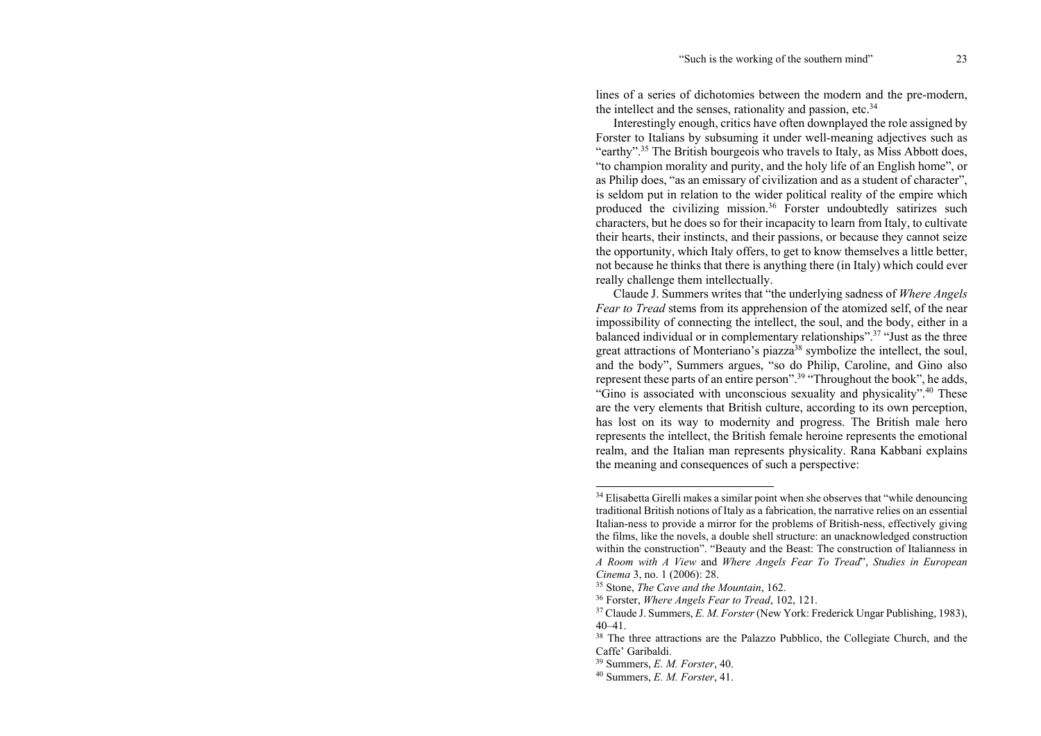lines of a series of dichotomies between the modern and the pre-modern, the intellect and the senses, rationality and passion, etc.[34]

Interestingly enough, critics have often downplayed the role assigned by Forster to Italians by subsuming it under well-meaning adjectives such as "earthy".[35] The British bourgeois who travels to Italy, as Miss Abbott does, "to champion morality and purity, and the holy life of an English home", or as Philip does, "as an emissary of civilization and as a student of character", is seldom put in relation to the wider political reality of the empire which produced the civilizing mission.[36] Forster undoubtedly satirizes such characters, but he does so for their incapacity to learn from Italy, to cultivate their hearts, their instincts, and their passions, or because they cannot seize the opportunity, which Italy offers, to get to know themselves a little better, not because he thinks that there is anything there (in Italy) which could ever really challenge them intellectually.

Claude J. Summers writes that "the underlying sadness of *Where Angels Fear to Tread* stems from its apprehension of the atomized self, of the near impossibility of connecting the intellect, the soul, and the body, either in a balanced individual or in complementary relationships".[37] "Just as the three great attractions of Monteriano's piazza[38] symbolize the intellect, the soul, and the body", Summers argues, "so do Philip, Caroline, and Gino also represent these parts of an entire person".[39] "Throughout the book", he adds, "Gino is associated with unconscious sexuality and physicality".[40] These are the very elements that British culture, according to its own perception, has lost on its way to modernity and progress. The British male hero represents the intellect, the British female heroine represents the emotional realm, and the Italian man represents physicality. Rana Kabbani explains the meaning and consequences of such a perspective:

---

[34] Elisabetta Girelli makes a similar point when she observes that "while denouncing traditional British notions of Italy as a fabrication, the narrative relies on an essential Italian-ness to provide a mirror for the problems of British-ness, effectively giving the films, like the novels, a double shell structure: an unacknowledged construction within the construction". "Beauty and the Beast: The construction of Italianness in *A Room with A View* and *Where Angels Fear To Tread*", *Studies in European Cinema* 3, no. 1 (2006): 28.

[35] Stone, *The Cave and the Mountain*, 162.

[36] Forster, *Where Angels Fear to Tread*, 102, 121.

[37] Claude J. Summers, *E. M. Forster* (New York: Frederick Ungar Publishing, 1983), 40–41.

[38] The three attractions are the Palazzo Pubblico, the Collegiate Church, and the Caffe' Garibaldi.

[39] Summers, *E. M. Forster*, 40.

[40] Summers, *E. M. Forster*, 41.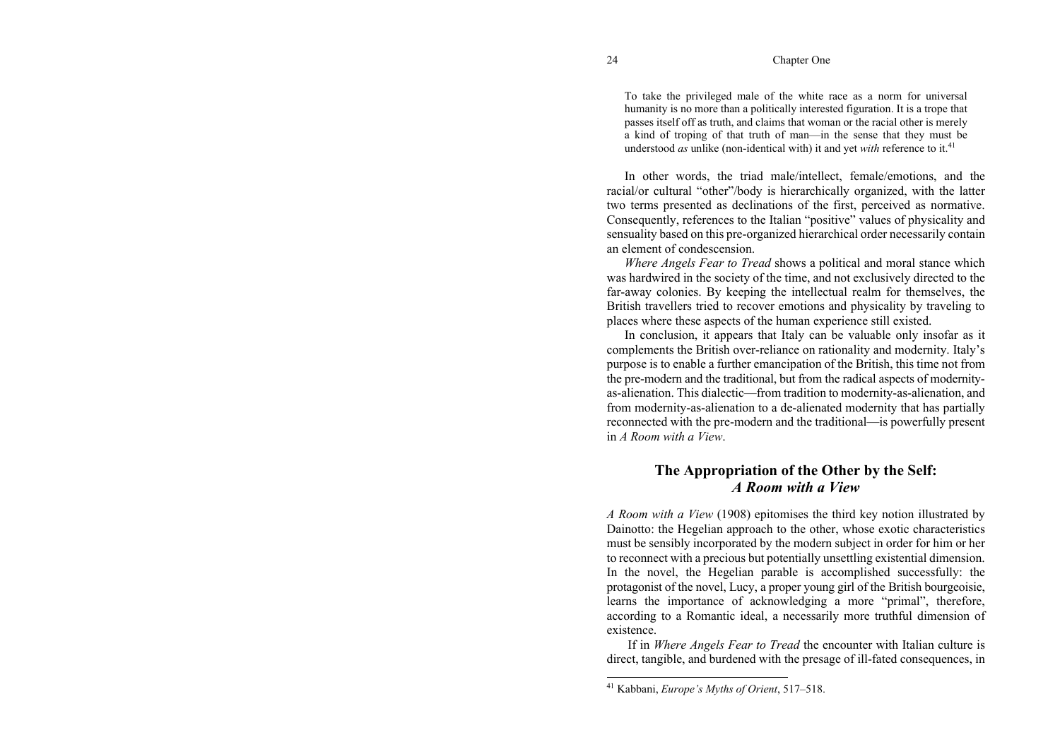> To take the privileged male of the white race as a norm for universal humanity is no more than a politically interested figuration. It is a trope that passes itself off as truth, and claims that woman or the racial other is merely a kind of troping of that truth of man—in the sense that they must be understood *as* unlike (non-identical with) it and yet *with* reference to it.[41]

In other words, the triad male/intellect, female/emotions, and the racial/or cultural "other"/body is hierarchically organized, with the latter two terms presented as declinations of the first, perceived as normative. Consequently, references to the Italian "positive" values of physicality and sensuality based on this pre-organized hierarchical order necessarily contain an element of condescension.

*Where Angels Fear to Tread* shows a political and moral stance which was hardwired in the society of the time, and not exclusively directed to the far-away colonies. By keeping the intellectual realm for themselves, the British travellers tried to recover emotions and physicality by traveling to places where these aspects of the human experience still existed.

In conclusion, it appears that Italy can be valuable only insofar as it complements the British over-reliance on rationality and modernity. Italy's purpose is to enable a further emancipation of the British, this time not from the pre-modern and the traditional, but from the radical aspects of modernity-as-alienation. This dialectic—from tradition to modernity-as-alienation, and from modernity-as-alienation to a de-alienated modernity that has partially reconnected with the pre-modern and the traditional—is powerfully present in *A Room with a View*.

## The Appropriation of the Other by the Self: *A Room with a View*

*A Room with a View* (1908) epitomises the third key notion illustrated by Dainotto: the Hegelian approach to the other, whose exotic characteristics must be sensibly incorporated by the modern subject in order for him or her to reconnect with a precious but potentially unsettling existential dimension. In the novel, the Hegelian parable is accomplished successfully: the protagonist of the novel, Lucy, a proper young girl of the British bourgeoisie, learns the importance of acknowledging a more "primal", therefore, according to a Romantic ideal, a necessarily more truthful dimension of existence.

If in *Where Angels Fear to Tread* the encounter with Italian culture is direct, tangible, and burdened with the presage of ill-fated consequences, in

[41] Kabbani, *Europe's Myths of Orient*, 517–518.